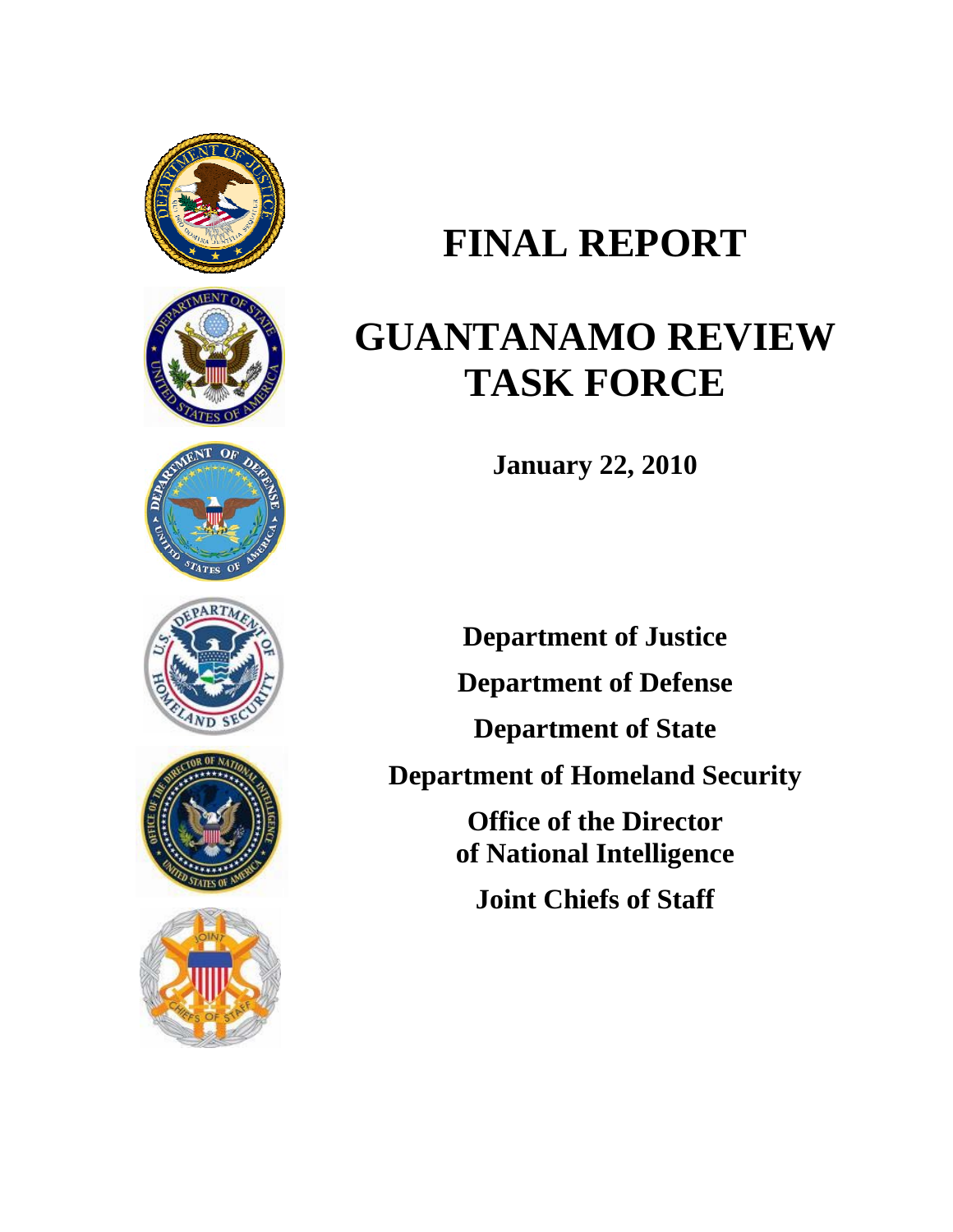# FINAL REPORT

# GUANTANAMO REVIEW TASK FORCE

**January 22, 2010**

**Department of Justice**

**Department of Defense**

**Department of State**

**Department of Homeland Security**

**Office of the Director of National Intelligence**

**Joint Chiefs of Staff**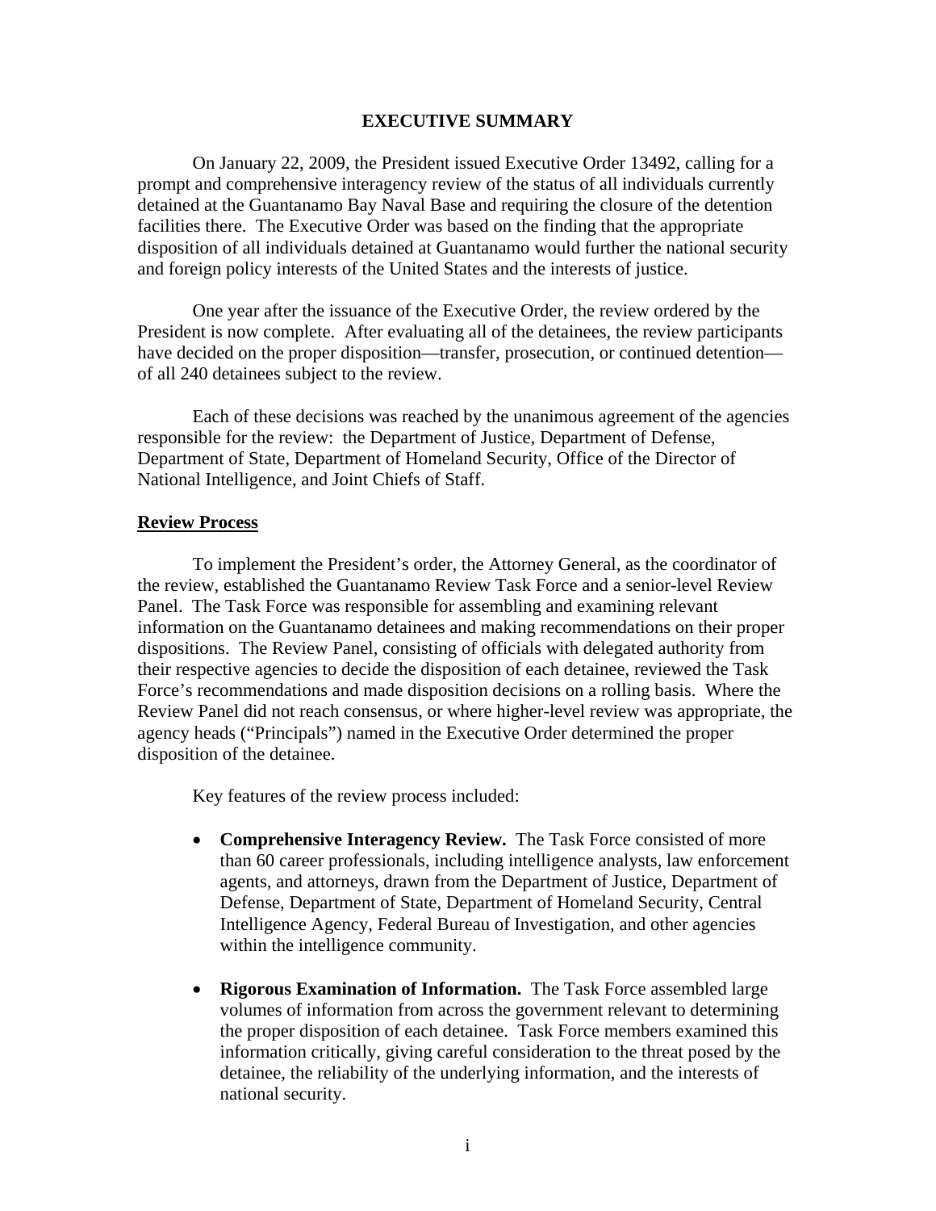# EXECUTIVE SUMMARY

On January 22, 2009, the President issued Executive Order 13492, calling for a prompt and comprehensive interagency review of the status of all individuals currently detained at the Guantanamo Bay Naval Base and requiring the closure of the detention facilities there. The Executive Order was based on the finding that the appropriate disposition of all individuals detained at Guantanamo would further the national security and foreign policy interests of the United States and the interests of justice.

One year after the issuance of the Executive Order, the review ordered by the President is now complete. After evaluating all of the detainees, the review participants have decided on the proper disposition—transfer, prosecution, or continued detention—of all 240 detainees subject to the review.

Each of these decisions was reached by the unanimous agreement of the agencies responsible for the review: the Department of Justice, Department of Defense, Department of State, Department of Homeland Security, Office of the Director of National Intelligence, and Joint Chiefs of Staff.

## Review Process

To implement the President's order, the Attorney General, as the coordinator of the review, established the Guantanamo Review Task Force and a senior-level Review Panel. The Task Force was responsible for assembling and examining relevant information on the Guantanamo detainees and making recommendations on their proper dispositions. The Review Panel, consisting of officials with delegated authority from their respective agencies to decide the disposition of each detainee, reviewed the Task Force's recommendations and made disposition decisions on a rolling basis. Where the Review Panel did not reach consensus, or where higher-level review was appropriate, the agency heads ("Principals") named in the Executive Order determined the proper disposition of the detainee.

Key features of the review process included:

- **Comprehensive Interagency Review.** The Task Force consisted of more than 60 career professionals, including intelligence analysts, law enforcement agents, and attorneys, drawn from the Department of Justice, Department of Defense, Department of State, Department of Homeland Security, Central Intelligence Agency, Federal Bureau of Investigation, and other agencies within the intelligence community.

- **Rigorous Examination of Information.** The Task Force assembled large volumes of information from across the government relevant to determining the proper disposition of each detainee. Task Force members examined this information critically, giving careful consideration to the threat posed by the detainee, the reliability of the underlying information, and the interests of national security.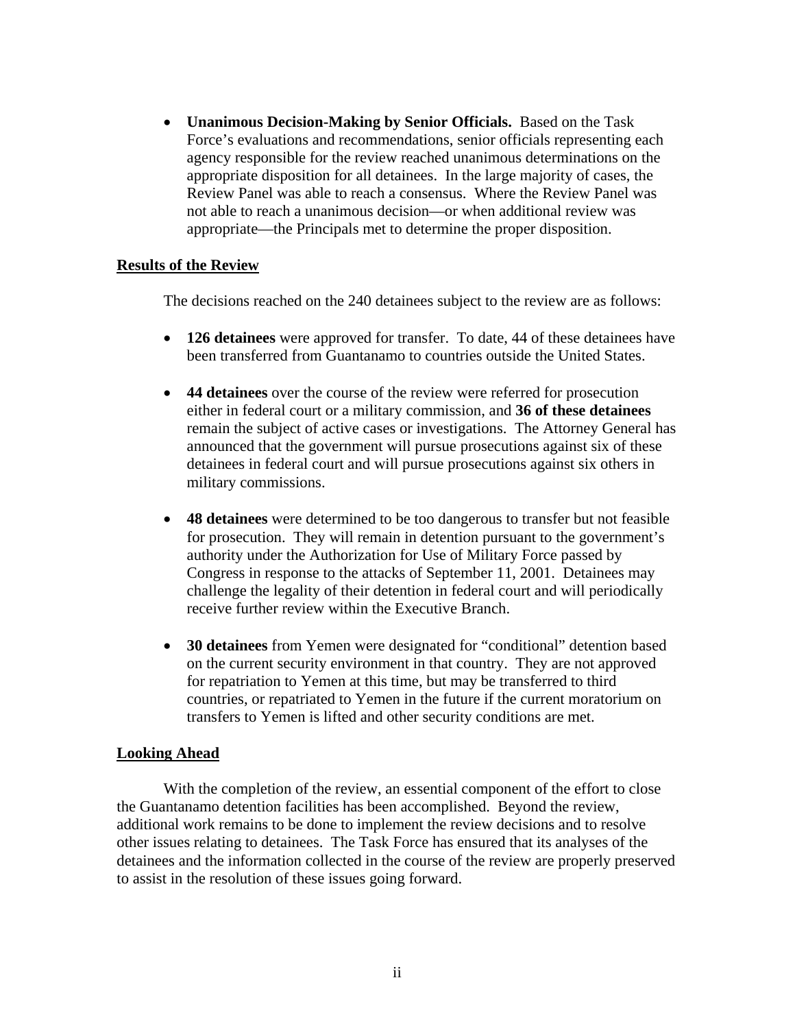- **Unanimous Decision-Making by Senior Officials.** Based on the Task Force's evaluations and recommendations, senior officials representing each agency responsible for the review reached unanimous determinations on the appropriate disposition for all detainees. In the large majority of cases, the Review Panel was able to reach a consensus. Where the Review Panel was not able to reach a unanimous decision—or when additional review was appropriate—the Principals met to determine the proper disposition.

## Results of the Review

The decisions reached on the 240 detainees subject to the review are as follows:

- **126 detainees** were approved for transfer. To date, 44 of these detainees have been transferred from Guantanamo to countries outside the United States.

- **44 detainees** over the course of the review were referred for prosecution either in federal court or a military commission, and **36 of these detainees** remain the subject of active cases or investigations. The Attorney General has announced that the government will pursue prosecutions against six of these detainees in federal court and will pursue prosecutions against six others in military commissions.

- **48 detainees** were determined to be too dangerous to transfer but not feasible for prosecution. They will remain in detention pursuant to the government's authority under the Authorization for Use of Military Force passed by Congress in response to the attacks of September 11, 2001. Detainees may challenge the legality of their detention in federal court and will periodically receive further review within the Executive Branch.

- **30 detainees** from Yemen were designated for "conditional" detention based on the current security environment in that country. They are not approved for repatriation to Yemen at this time, but may be transferred to third countries, or repatriated to Yemen in the future if the current moratorium on transfers to Yemen is lifted and other security conditions are met.

## Looking Ahead

With the completion of the review, an essential component of the effort to close the Guantanamo detention facilities has been accomplished. Beyond the review, additional work remains to be done to implement the review decisions and to resolve other issues relating to detainees. The Task Force has ensured that its analyses of the detainees and the information collected in the course of the review are properly preserved to assist in the resolution of these issues going forward.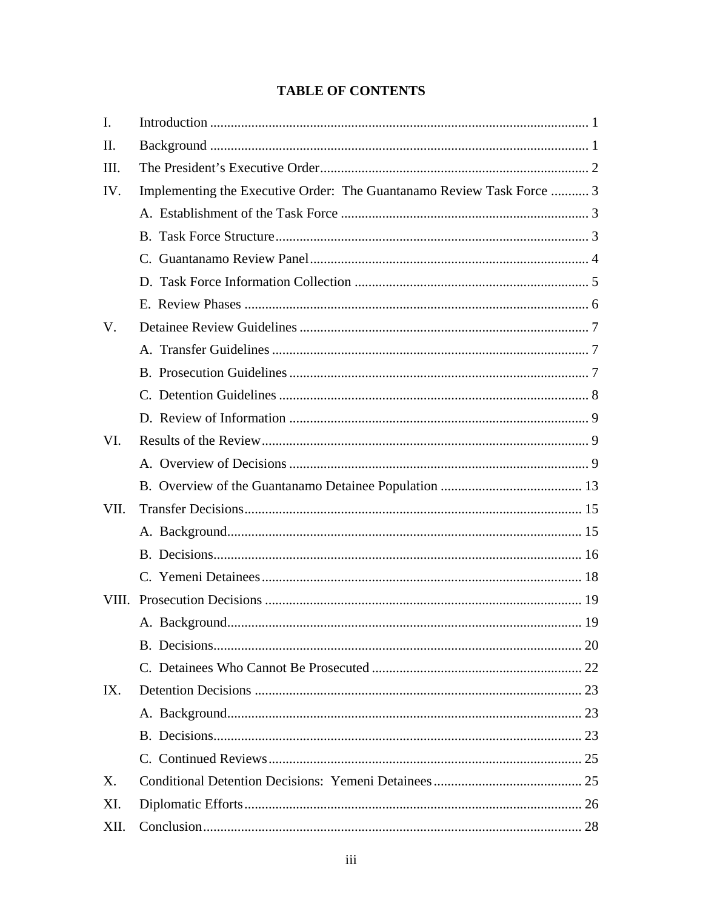# TABLE OF CONTENTS

I. Introduction ............................................................................................................ 1

II. Background ............................................................................................................ 1

III. The President's Executive Order............................................................................. 2

IV. Implementing the Executive Order: The Guantanamo Review Task Force ........... 3

- A. Establishment of the Task Force ....................................................................... 3
- B. Task Force Structure.......................................................................................... 3
- C. Guantanamo Review Panel................................................................................ 4
- D. Task Force Information Collection ................................................................... 5
- E. Review Phases ................................................................................................... 6

V. Detainee Review Guidelines ................................................................................... 7

- A. Transfer Guidelines ........................................................................................... 7
- B. Prosecution Guidelines ...................................................................................... 7
- C. Detention Guidelines ......................................................................................... 8
- D. Review of Information ...................................................................................... 9

VI. Results of the Review.............................................................................................. 9

- A. Overview of Decisions ...................................................................................... 9
- B. Overview of the Guantanamo Detainee Population ......................................... 13

VII. Transfer Decisions................................................................................................. 15

- A. Background...................................................................................................... 15
- B. Decisions.......................................................................................................... 16
- C. Yemeni Detainees............................................................................................ 18

VIII. Prosecution Decisions ........................................................................................... 19

- A. Background...................................................................................................... 19
- B. Decisions.......................................................................................................... 20
- C. Detainees Who Cannot Be Prosecuted ............................................................ 22

IX. Detention Decisions .............................................................................................. 23

- A. Background...................................................................................................... 23
- B. Decisions.......................................................................................................... 23
- C. Continued Reviews .......................................................................................... 25

X. Conditional Detention Decisions: Yemeni Detainees ........................................... 25

XI. Diplomatic Efforts................................................................................................. 26

XII. Conclusion............................................................................................................. 28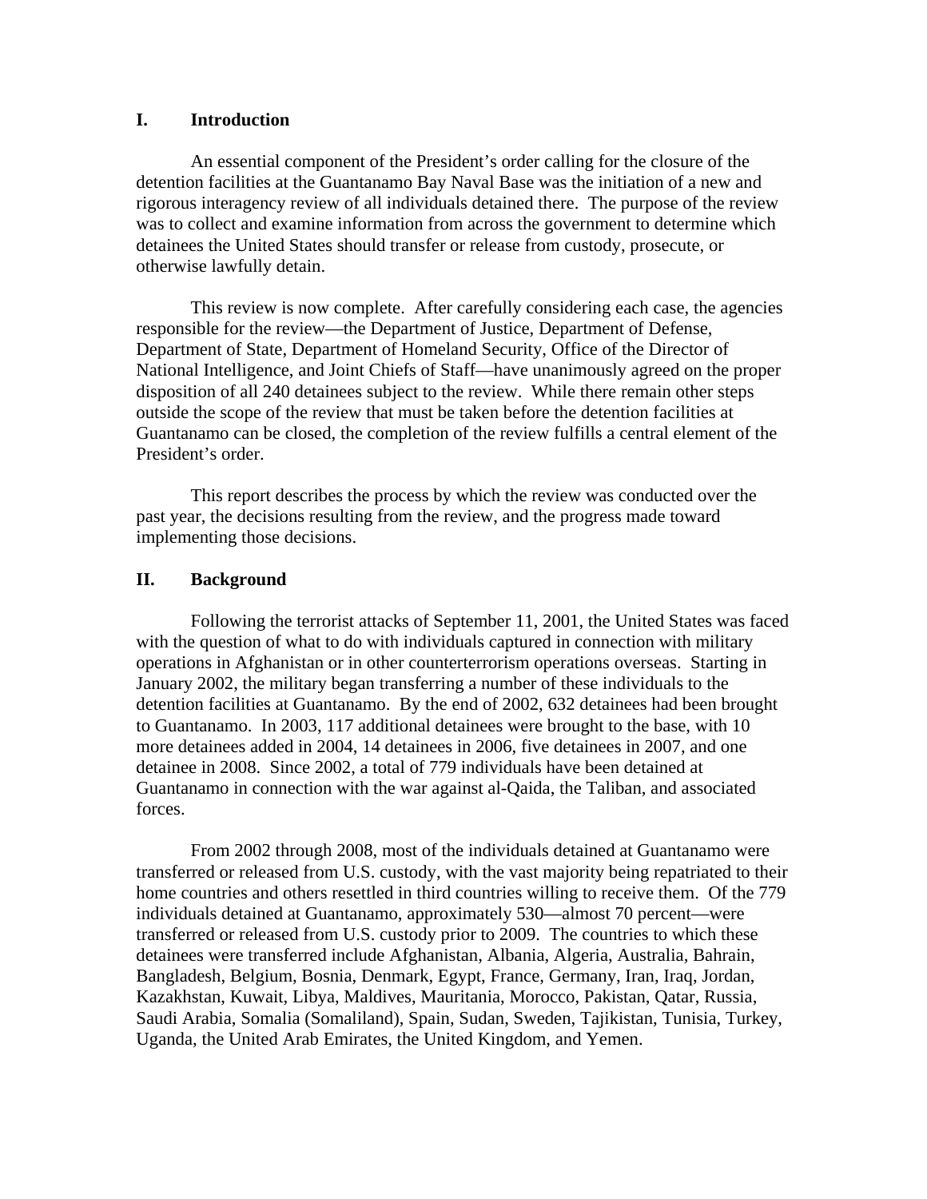## I. Introduction

An essential component of the President's order calling for the closure of the detention facilities at the Guantanamo Bay Naval Base was the initiation of a new and rigorous interagency review of all individuals detained there. The purpose of the review was to collect and examine information from across the government to determine which detainees the United States should transfer or release from custody, prosecute, or otherwise lawfully detain.

This review is now complete. After carefully considering each case, the agencies responsible for the review—the Department of Justice, Department of Defense, Department of State, Department of Homeland Security, Office of the Director of National Intelligence, and Joint Chiefs of Staff—have unanimously agreed on the proper disposition of all 240 detainees subject to the review. While there remain other steps outside the scope of the review that must be taken before the detention facilities at Guantanamo can be closed, the completion of the review fulfills a central element of the President's order.

This report describes the process by which the review was conducted over the past year, the decisions resulting from the review, and the progress made toward implementing those decisions.

## II. Background

Following the terrorist attacks of September 11, 2001, the United States was faced with the question of what to do with individuals captured in connection with military operations in Afghanistan or in other counterterrorism operations overseas. Starting in January 2002, the military began transferring a number of these individuals to the detention facilities at Guantanamo. By the end of 2002, 632 detainees had been brought to Guantanamo. In 2003, 117 additional detainees were brought to the base, with 10 more detainees added in 2004, 14 detainees in 2006, five detainees in 2007, and one detainee in 2008. Since 2002, a total of 779 individuals have been detained at Guantanamo in connection with the war against al-Qaida, the Taliban, and associated forces.

From 2002 through 2008, most of the individuals detained at Guantanamo were transferred or released from U.S. custody, with the vast majority being repatriated to their home countries and others resettled in third countries willing to receive them. Of the 779 individuals detained at Guantanamo, approximately 530—almost 70 percent—were transferred or released from U.S. custody prior to 2009. The countries to which these detainees were transferred include Afghanistan, Albania, Algeria, Australia, Bahrain, Bangladesh, Belgium, Bosnia, Denmark, Egypt, France, Germany, Iran, Iraq, Jordan, Kazakhstan, Kuwait, Libya, Maldives, Mauritania, Morocco, Pakistan, Qatar, Russia, Saudi Arabia, Somalia (Somaliland), Spain, Sudan, Sweden, Tajikistan, Tunisia, Turkey, Uganda, the United Arab Emirates, the United Kingdom, and Yemen.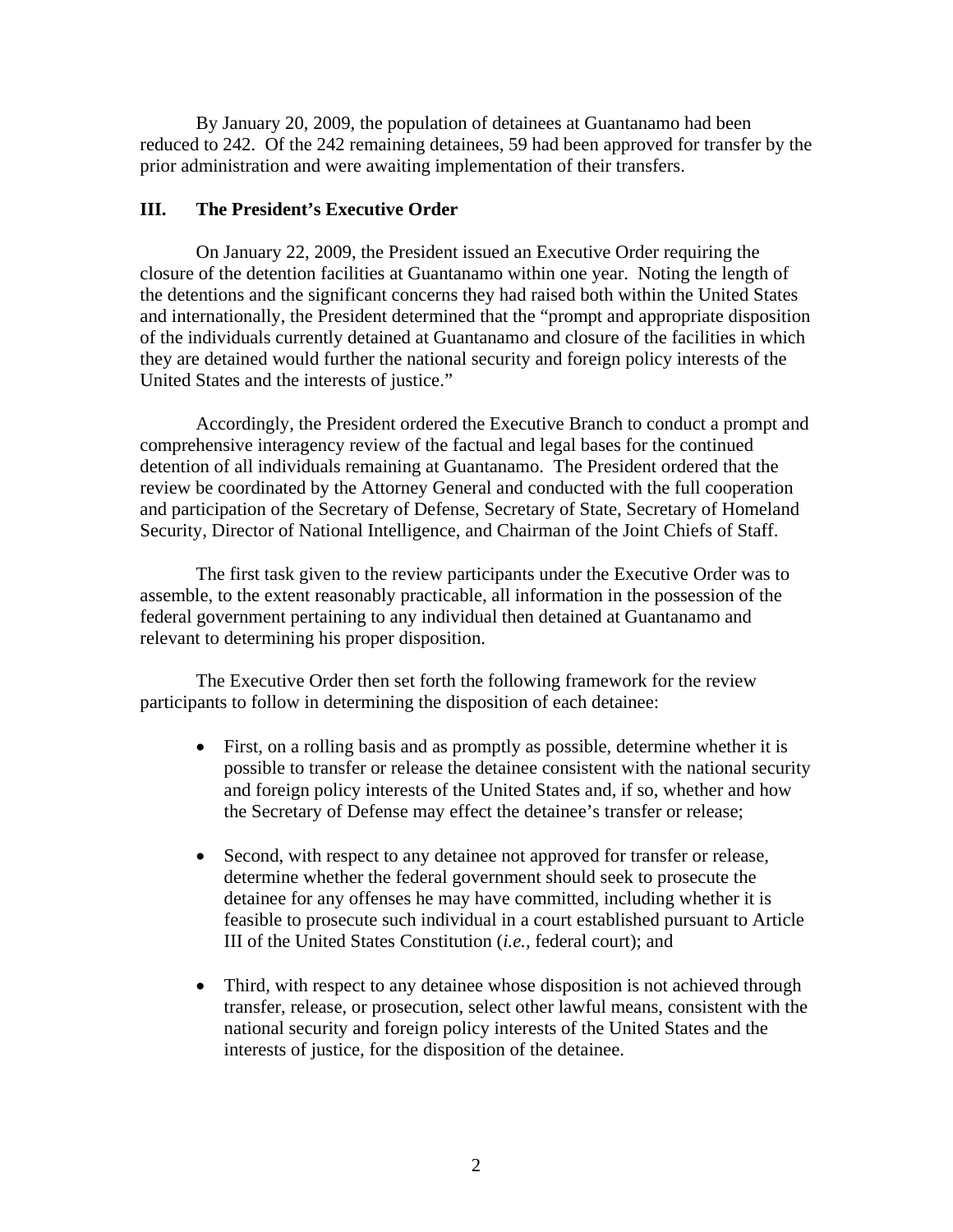By January 20, 2009, the population of detainees at Guantanamo had been reduced to 242. Of the 242 remaining detainees, 59 had been approved for transfer by the prior administration and were awaiting implementation of their transfers.

## III. The President's Executive Order

On January 22, 2009, the President issued an Executive Order requiring the closure of the detention facilities at Guantanamo within one year. Noting the length of the detentions and the significant concerns they had raised both within the United States and internationally, the President determined that the "prompt and appropriate disposition of the individuals currently detained at Guantanamo and closure of the facilities in which they are detained would further the national security and foreign policy interests of the United States and the interests of justice."

Accordingly, the President ordered the Executive Branch to conduct a prompt and comprehensive interagency review of the factual and legal bases for the continued detention of all individuals remaining at Guantanamo. The President ordered that the review be coordinated by the Attorney General and conducted with the full cooperation and participation of the Secretary of Defense, Secretary of State, Secretary of Homeland Security, Director of National Intelligence, and Chairman of the Joint Chiefs of Staff.

The first task given to the review participants under the Executive Order was to assemble, to the extent reasonably practicable, all information in the possession of the federal government pertaining to any individual then detained at Guantanamo and relevant to determining his proper disposition.

The Executive Order then set forth the following framework for the review participants to follow in determining the disposition of each detainee:

- First, on a rolling basis and as promptly as possible, determine whether it is possible to transfer or release the detainee consistent with the national security and foreign policy interests of the United States and, if so, whether and how the Secretary of Defense may effect the detainee's transfer or release;

- Second, with respect to any detainee not approved for transfer or release, determine whether the federal government should seek to prosecute the detainee for any offenses he may have committed, including whether it is feasible to prosecute such individual in a court established pursuant to Article III of the United States Constitution (*i.e.*, federal court); and

- Third, with respect to any detainee whose disposition is not achieved through transfer, release, or prosecution, select other lawful means, consistent with the national security and foreign policy interests of the United States and the interests of justice, for the disposition of the detainee.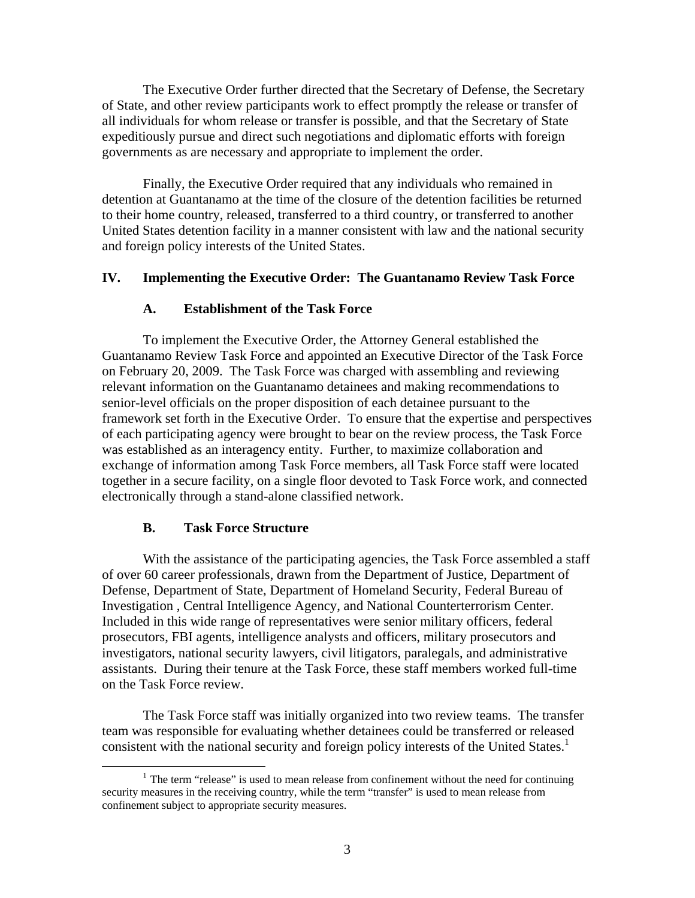The Executive Order further directed that the Secretary of Defense, the Secretary of State, and other review participants work to effect promptly the release or transfer of all individuals for whom release or transfer is possible, and that the Secretary of State expeditiously pursue and direct such negotiations and diplomatic efforts with foreign governments as are necessary and appropriate to implement the order.

Finally, the Executive Order required that any individuals who remained in detention at Guantanamo at the time of the closure of the detention facilities be returned to their home country, released, transferred to a third country, or transferred to another United States detention facility in a manner consistent with law and the national security and foreign policy interests of the United States.

## IV. Implementing the Executive Order: The Guantanamo Review Task Force

### A. Establishment of the Task Force

To implement the Executive Order, the Attorney General established the Guantanamo Review Task Force and appointed an Executive Director of the Task Force on February 20, 2009. The Task Force was charged with assembling and reviewing relevant information on the Guantanamo detainees and making recommendations to senior-level officials on the proper disposition of each detainee pursuant to the framework set forth in the Executive Order. To ensure that the expertise and perspectives of each participating agency were brought to bear on the review process, the Task Force was established as an interagency entity. Further, to maximize collaboration and exchange of information among Task Force members, all Task Force staff were located together in a secure facility, on a single floor devoted to Task Force work, and connected electronically through a stand-alone classified network.

### B. Task Force Structure

With the assistance of the participating agencies, the Task Force assembled a staff of over 60 career professionals, drawn from the Department of Justice, Department of Defense, Department of State, Department of Homeland Security, Federal Bureau of Investigation , Central Intelligence Agency, and National Counterterrorism Center. Included in this wide range of representatives were senior military officers, federal prosecutors, FBI agents, intelligence analysts and officers, military prosecutors and investigators, national security lawyers, civil litigators, paralegals, and administrative assistants. During their tenure at the Task Force, these staff members worked full-time on the Task Force review.

The Task Force staff was initially organized into two review teams. The transfer team was responsible for evaluating whether detainees could be transferred or released consistent with the national security and foreign policy interests of the United States.[1]

[1] The term "release" is used to mean release from confinement without the need for continuing security measures in the receiving country, while the term "transfer" is used to mean release from confinement subject to appropriate security measures.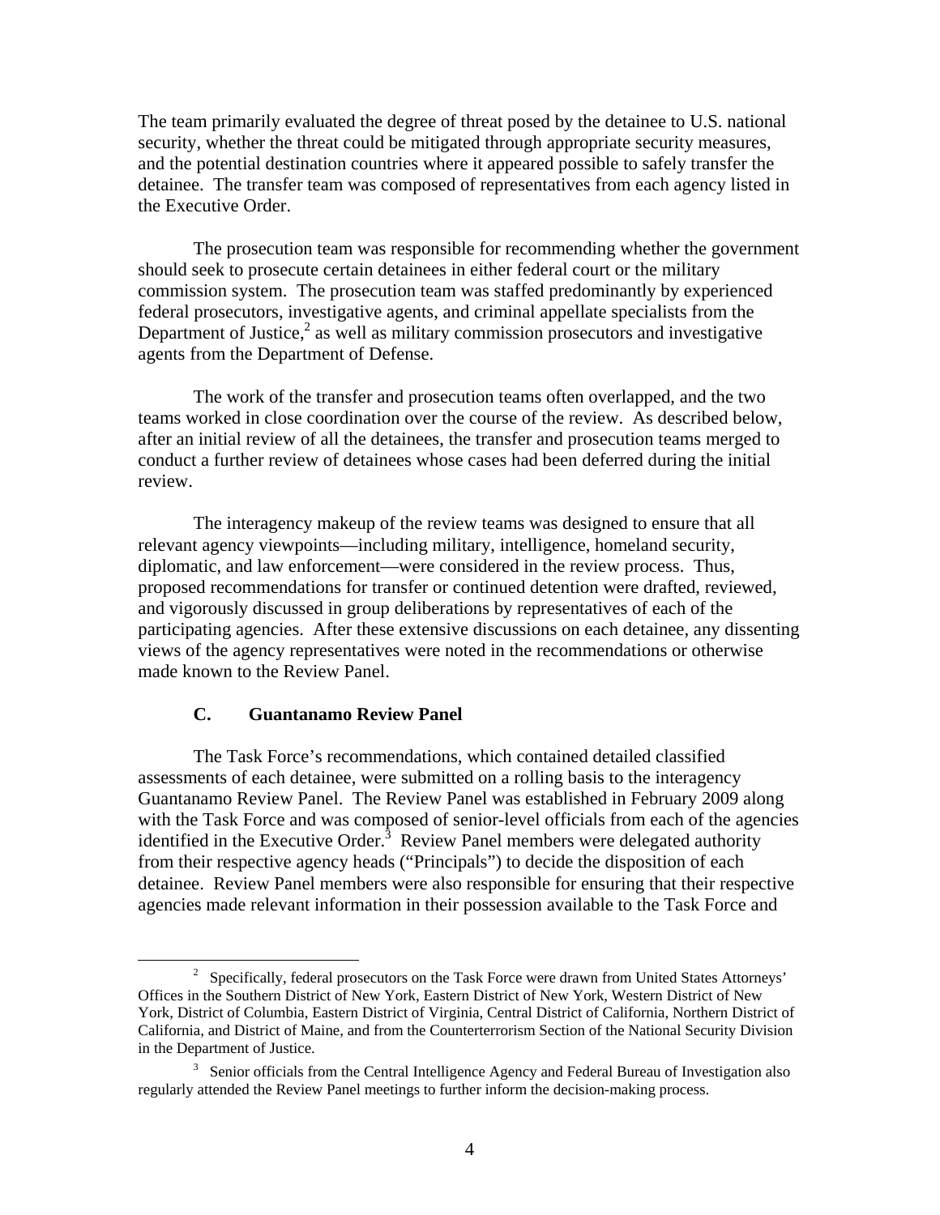The team primarily evaluated the degree of threat posed by the detainee to U.S. national security, whether the threat could be mitigated through appropriate security measures, and the potential destination countries where it appeared possible to safely transfer the detainee. The transfer team was composed of representatives from each agency listed in the Executive Order.

The prosecution team was responsible for recommending whether the government should seek to prosecute certain detainees in either federal court or the military commission system. The prosecution team was staffed predominantly by experienced federal prosecutors, investigative agents, and criminal appellate specialists from the Department of Justice,[2] as well as military commission prosecutors and investigative agents from the Department of Defense.

The work of the transfer and prosecution teams often overlapped, and the two teams worked in close coordination over the course of the review. As described below, after an initial review of all the detainees, the transfer and prosecution teams merged to conduct a further review of detainees whose cases had been deferred during the initial review.

The interagency makeup of the review teams was designed to ensure that all relevant agency viewpoints—including military, intelligence, homeland security, diplomatic, and law enforcement—were considered in the review process. Thus, proposed recommendations for transfer or continued detention were drafted, reviewed, and vigorously discussed in group deliberations by representatives of each of the participating agencies. After these extensive discussions on each detainee, any dissenting views of the agency representatives were noted in the recommendations or otherwise made known to the Review Panel.

### C. Guantanamo Review Panel

The Task Force's recommendations, which contained detailed classified assessments of each detainee, were submitted on a rolling basis to the interagency Guantanamo Review Panel. The Review Panel was established in February 2009 along with the Task Force and was composed of senior-level officials from each of the agencies identified in the Executive Order.[3] Review Panel members were delegated authority from their respective agency heads ("Principals") to decide the disposition of each detainee. Review Panel members were also responsible for ensuring that their respective agencies made relevant information in their possession available to the Task Force and

---

[2] Specifically, federal prosecutors on the Task Force were drawn from United States Attorneys' Offices in the Southern District of New York, Eastern District of New York, Western District of New York, District of Columbia, Eastern District of Virginia, Central District of California, Northern District of California, and District of Maine, and from the Counterterrorism Section of the National Security Division in the Department of Justice.

[3] Senior officials from the Central Intelligence Agency and Federal Bureau of Investigation also regularly attended the Review Panel meetings to further inform the decision-making process.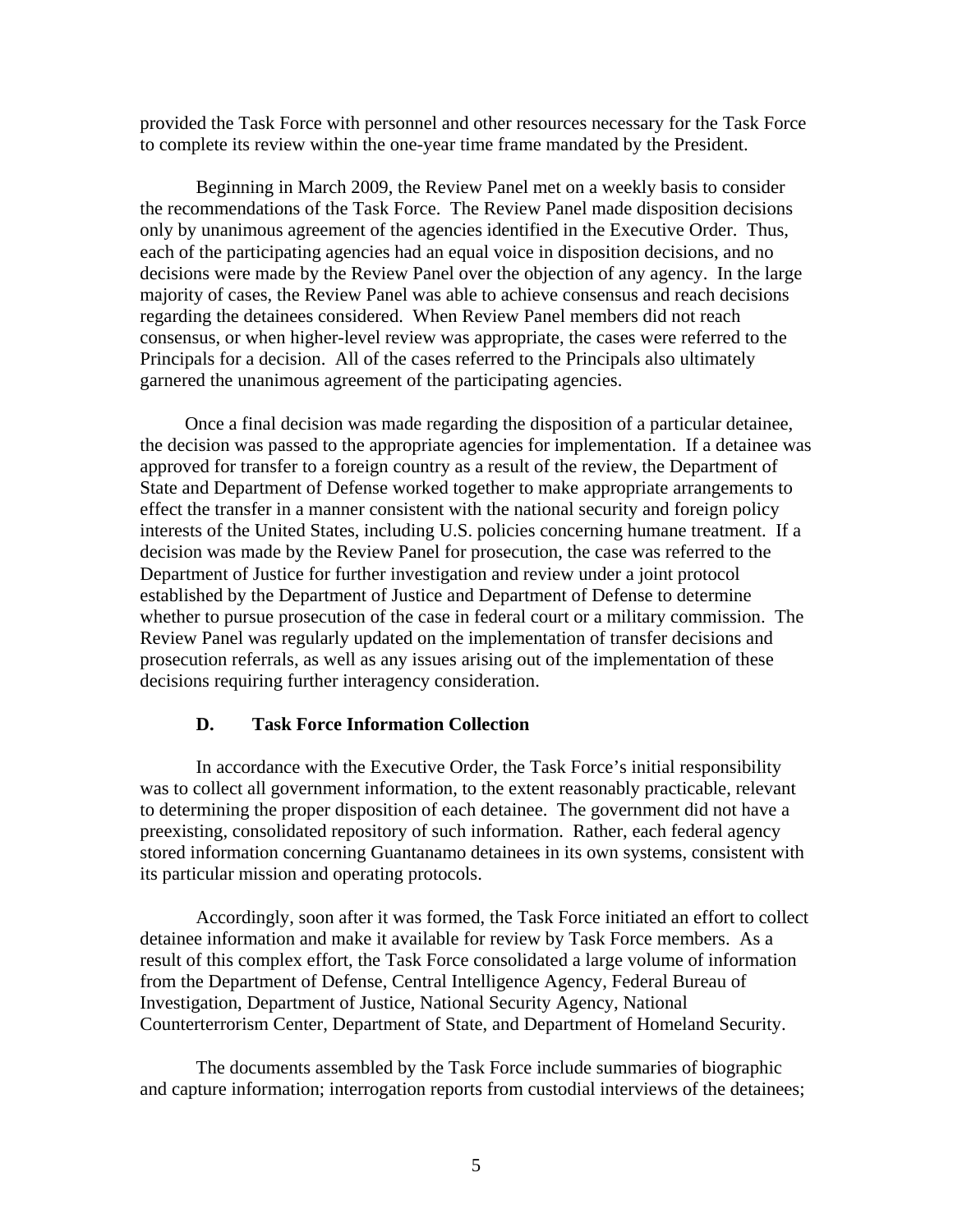provided the Task Force with personnel and other resources necessary for the Task Force to complete its review within the one-year time frame mandated by the President.

Beginning in March 2009, the Review Panel met on a weekly basis to consider the recommendations of the Task Force. The Review Panel made disposition decisions only by unanimous agreement of the agencies identified in the Executive Order. Thus, each of the participating agencies had an equal voice in disposition decisions, and no decisions were made by the Review Panel over the objection of any agency. In the large majority of cases, the Review Panel was able to achieve consensus and reach decisions regarding the detainees considered. When Review Panel members did not reach consensus, or when higher-level review was appropriate, the cases were referred to the Principals for a decision. All of the cases referred to the Principals also ultimately garnered the unanimous agreement of the participating agencies.

Once a final decision was made regarding the disposition of a particular detainee, the decision was passed to the appropriate agencies for implementation. If a detainee was approved for transfer to a foreign country as a result of the review, the Department of State and Department of Defense worked together to make appropriate arrangements to effect the transfer in a manner consistent with the national security and foreign policy interests of the United States, including U.S. policies concerning humane treatment. If a decision was made by the Review Panel for prosecution, the case was referred to the Department of Justice for further investigation and review under a joint protocol established by the Department of Justice and Department of Defense to determine whether to pursue prosecution of the case in federal court or a military commission. The Review Panel was regularly updated on the implementation of transfer decisions and prosecution referrals, as well as any issues arising out of the implementation of these decisions requiring further interagency consideration.

### D. Task Force Information Collection

In accordance with the Executive Order, the Task Force's initial responsibility was to collect all government information, to the extent reasonably practicable, relevant to determining the proper disposition of each detainee. The government did not have a preexisting, consolidated repository of such information. Rather, each federal agency stored information concerning Guantanamo detainees in its own systems, consistent with its particular mission and operating protocols.

Accordingly, soon after it was formed, the Task Force initiated an effort to collect detainee information and make it available for review by Task Force members. As a result of this complex effort, the Task Force consolidated a large volume of information from the Department of Defense, Central Intelligence Agency, Federal Bureau of Investigation, Department of Justice, National Security Agency, National Counterterrorism Center, Department of State, and Department of Homeland Security.

The documents assembled by the Task Force include summaries of biographic and capture information; interrogation reports from custodial interviews of the detainees;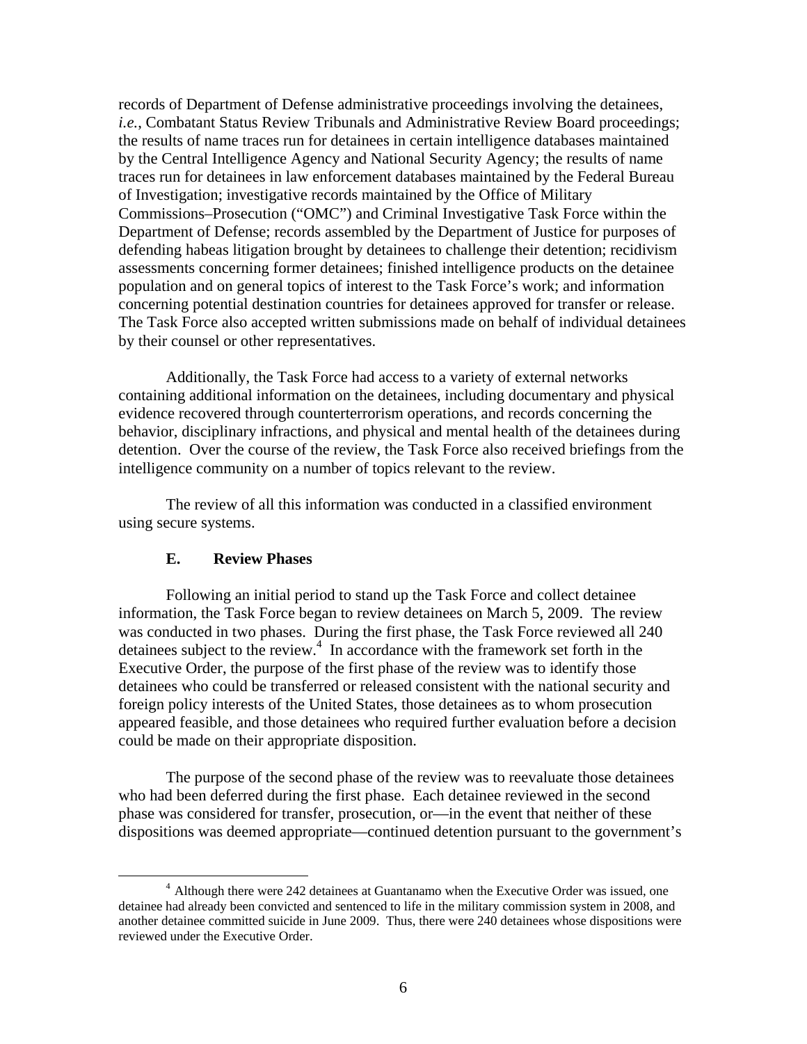records of Department of Defense administrative proceedings involving the detainees, *i.e.*, Combatant Status Review Tribunals and Administrative Review Board proceedings; the results of name traces run for detainees in certain intelligence databases maintained by the Central Intelligence Agency and National Security Agency; the results of name traces run for detainees in law enforcement databases maintained by the Federal Bureau of Investigation; investigative records maintained by the Office of Military Commissions–Prosecution ("OMC") and Criminal Investigative Task Force within the Department of Defense; records assembled by the Department of Justice for purposes of defending habeas litigation brought by detainees to challenge their detention; recidivism assessments concerning former detainees; finished intelligence products on the detainee population and on general topics of interest to the Task Force's work; and information concerning potential destination countries for detainees approved for transfer or release. The Task Force also accepted written submissions made on behalf of individual detainees by their counsel or other representatives.

Additionally, the Task Force had access to a variety of external networks containing additional information on the detainees, including documentary and physical evidence recovered through counterterrorism operations, and records concerning the behavior, disciplinary infractions, and physical and mental health of the detainees during detention. Over the course of the review, the Task Force also received briefings from the intelligence community on a number of topics relevant to the review.

The review of all this information was conducted in a classified environment using secure systems.

### E. Review Phases

Following an initial period to stand up the Task Force and collect detainee information, the Task Force began to review detainees on March 5, 2009. The review was conducted in two phases. During the first phase, the Task Force reviewed all 240 detainees subject to the review.[4] In accordance with the framework set forth in the Executive Order, the purpose of the first phase of the review was to identify those detainees who could be transferred or released consistent with the national security and foreign policy interests of the United States, those detainees as to whom prosecution appeared feasible, and those detainees who required further evaluation before a decision could be made on their appropriate disposition.

The purpose of the second phase of the review was to reevaluate those detainees who had been deferred during the first phase. Each detainee reviewed in the second phase was considered for transfer, prosecution, or—in the event that neither of these dispositions was deemed appropriate—continued detention pursuant to the government's

[4] Although there were 242 detainees at Guantanamo when the Executive Order was issued, one detainee had already been convicted and sentenced to life in the military commission system in 2008, and another detainee committed suicide in June 2009. Thus, there were 240 detainees whose dispositions were reviewed under the Executive Order.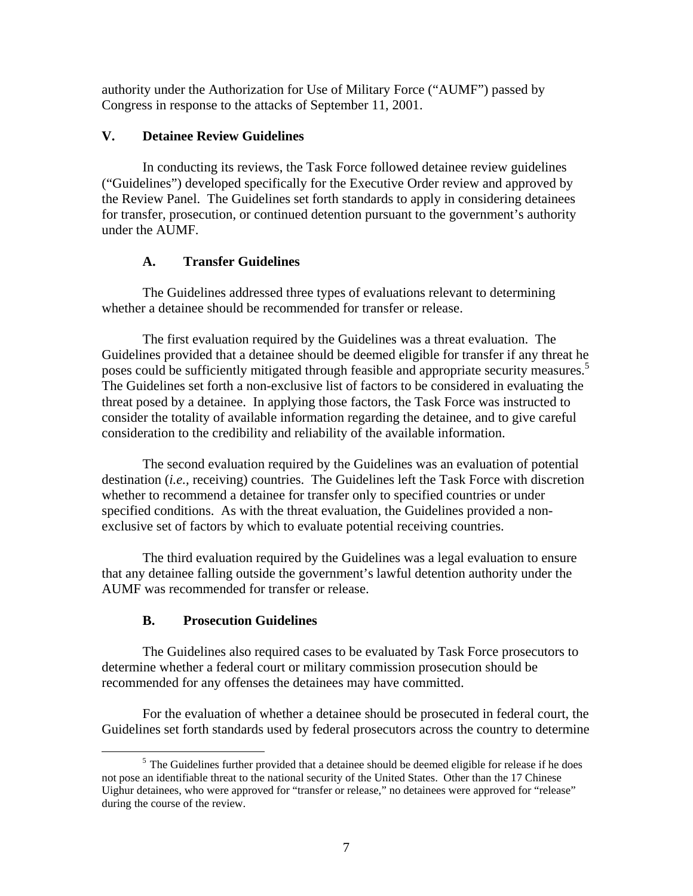authority under the Authorization for Use of Military Force ("AUMF") passed by Congress in response to the attacks of September 11, 2001.

## V. Detainee Review Guidelines

In conducting its reviews, the Task Force followed detainee review guidelines ("Guidelines") developed specifically for the Executive Order review and approved by the Review Panel. The Guidelines set forth standards to apply in considering detainees for transfer, prosecution, or continued detention pursuant to the government's authority under the AUMF.

### A. Transfer Guidelines

The Guidelines addressed three types of evaluations relevant to determining whether a detainee should be recommended for transfer or release.

The first evaluation required by the Guidelines was a threat evaluation. The Guidelines provided that a detainee should be deemed eligible for transfer if any threat he poses could be sufficiently mitigated through feasible and appropriate security measures.[5] The Guidelines set forth a non-exclusive list of factors to be considered in evaluating the threat posed by a detainee. In applying those factors, the Task Force was instructed to consider the totality of available information regarding the detainee, and to give careful consideration to the credibility and reliability of the available information.

The second evaluation required by the Guidelines was an evaluation of potential destination (*i.e.*, receiving) countries. The Guidelines left the Task Force with discretion whether to recommend a detainee for transfer only to specified countries or under specified conditions. As with the threat evaluation, the Guidelines provided a non-exclusive set of factors by which to evaluate potential receiving countries.

The third evaluation required by the Guidelines was a legal evaluation to ensure that any detainee falling outside the government's lawful detention authority under the AUMF was recommended for transfer or release.

### B. Prosecution Guidelines

The Guidelines also required cases to be evaluated by Task Force prosecutors to determine whether a federal court or military commission prosecution should be recommended for any offenses the detainees may have committed.

For the evaluation of whether a detainee should be prosecuted in federal court, the Guidelines set forth standards used by federal prosecutors across the country to determine

[5] The Guidelines further provided that a detainee should be deemed eligible for release if he does not pose an identifiable threat to the national security of the United States. Other than the 17 Chinese Uighur detainees, who were approved for "transfer or release," no detainees were approved for "release" during the course of the review.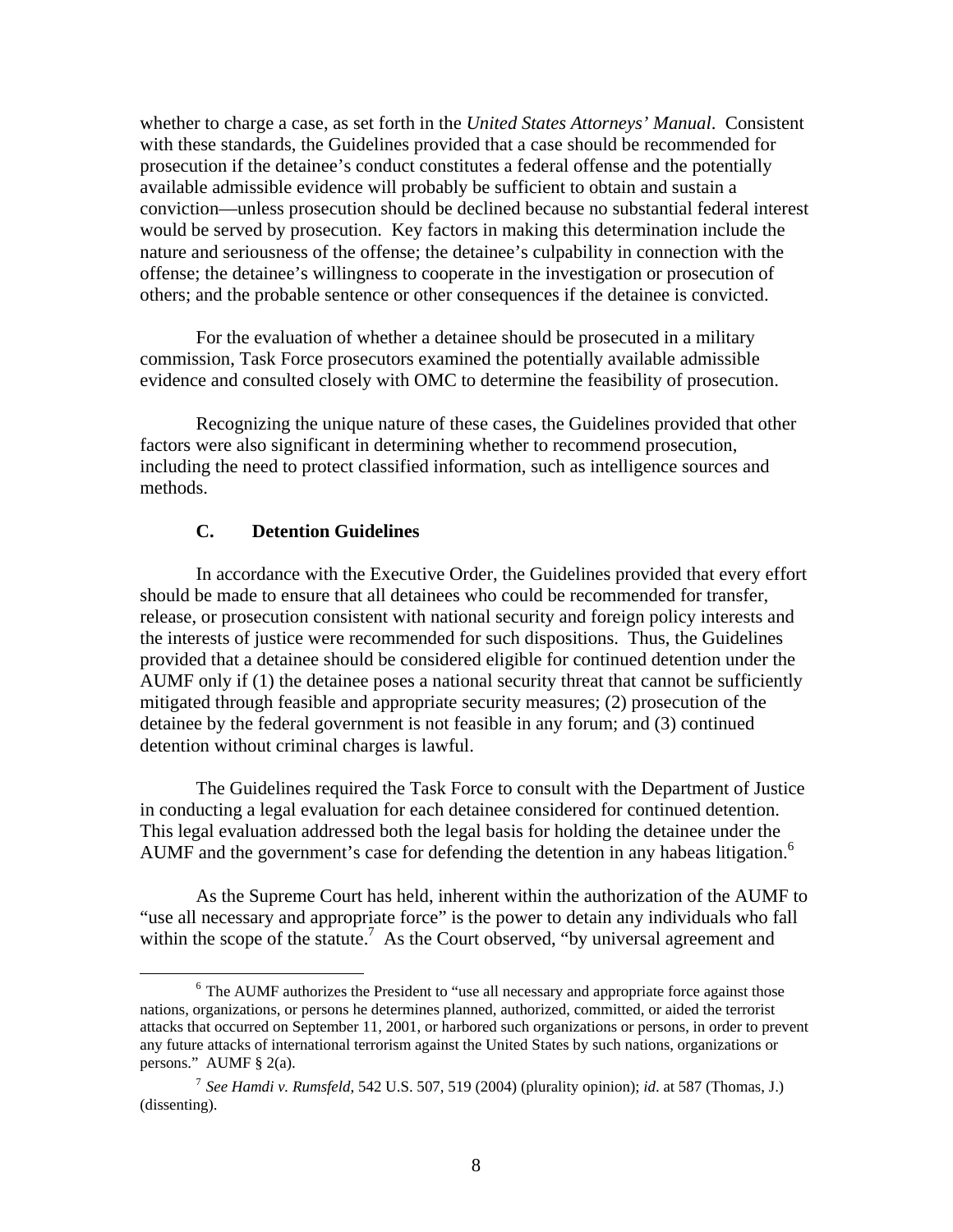whether to charge a case, as set forth in the *United States Attorneys' Manual*. Consistent with these standards, the Guidelines provided that a case should be recommended for prosecution if the detainee's conduct constitutes a federal offense and the potentially available admissible evidence will probably be sufficient to obtain and sustain a conviction—unless prosecution should be declined because no substantial federal interest would be served by prosecution. Key factors in making this determination include the nature and seriousness of the offense; the detainee's culpability in connection with the offense; the detainee's willingness to cooperate in the investigation or prosecution of others; and the probable sentence or other consequences if the detainee is convicted.

For the evaluation of whether a detainee should be prosecuted in a military commission, Task Force prosecutors examined the potentially available admissible evidence and consulted closely with OMC to determine the feasibility of prosecution.

Recognizing the unique nature of these cases, the Guidelines provided that other factors were also significant in determining whether to recommend prosecution, including the need to protect classified information, such as intelligence sources and methods.

### C. Detention Guidelines

In accordance with the Executive Order, the Guidelines provided that every effort should be made to ensure that all detainees who could be recommended for transfer, release, or prosecution consistent with national security and foreign policy interests and the interests of justice were recommended for such dispositions. Thus, the Guidelines provided that a detainee should be considered eligible for continued detention under the AUMF only if (1) the detainee poses a national security threat that cannot be sufficiently mitigated through feasible and appropriate security measures; (2) prosecution of the detainee by the federal government is not feasible in any forum; and (3) continued detention without criminal charges is lawful.

The Guidelines required the Task Force to consult with the Department of Justice in conducting a legal evaluation for each detainee considered for continued detention. This legal evaluation addressed both the legal basis for holding the detainee under the AUMF and the government's case for defending the detention in any habeas litigation.[6]

As the Supreme Court has held, inherent within the authorization of the AUMF to "use all necessary and appropriate force" is the power to detain any individuals who fall within the scope of the statute.[7] As the Court observed, "by universal agreement and

---

[6] The AUMF authorizes the President to "use all necessary and appropriate force against those nations, organizations, or persons he determines planned, authorized, committed, or aided the terrorist attacks that occurred on September 11, 2001, or harbored such organizations or persons, in order to prevent any future attacks of international terrorism against the United States by such nations, organizations or persons." AUMF § 2(a).

[7] *See Hamdi v. Rumsfeld*, 542 U.S. 507, 519 (2004) (plurality opinion); *id*. at 587 (Thomas, J.) (dissenting).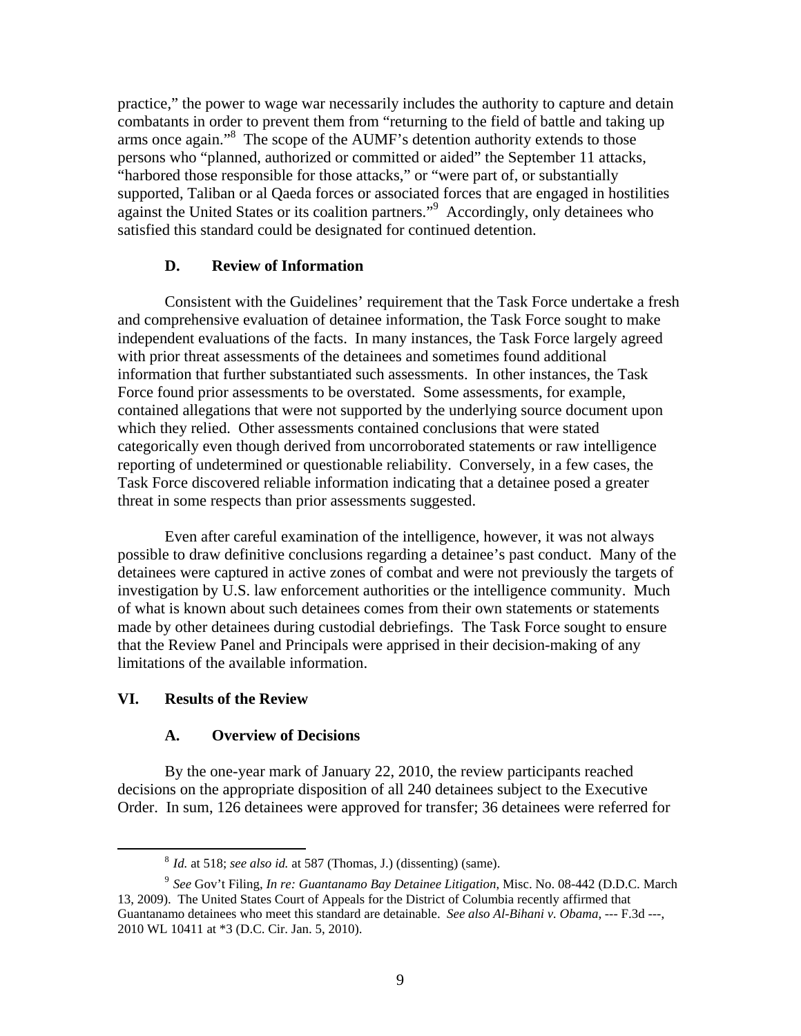practice," the power to wage war necessarily includes the authority to capture and detain combatants in order to prevent them from "returning to the field of battle and taking up arms once again."[8] The scope of the AUMF's detention authority extends to those persons who "planned, authorized or committed or aided" the September 11 attacks, "harbored those responsible for those attacks," or "were part of, or substantially supported, Taliban or al Qaeda forces or associated forces that are engaged in hostilities against the United States or its coalition partners."[9] Accordingly, only detainees who satisfied this standard could be designated for continued detention.

### D. Review of Information

Consistent with the Guidelines' requirement that the Task Force undertake a fresh and comprehensive evaluation of detainee information, the Task Force sought to make independent evaluations of the facts. In many instances, the Task Force largely agreed with prior threat assessments of the detainees and sometimes found additional information that further substantiated such assessments. In other instances, the Task Force found prior assessments to be overstated. Some assessments, for example, contained allegations that were not supported by the underlying source document upon which they relied. Other assessments contained conclusions that were stated categorically even though derived from uncorroborated statements or raw intelligence reporting of undetermined or questionable reliability. Conversely, in a few cases, the Task Force discovered reliable information indicating that a detainee posed a greater threat in some respects than prior assessments suggested.

Even after careful examination of the intelligence, however, it was not always possible to draw definitive conclusions regarding a detainee's past conduct. Many of the detainees were captured in active zones of combat and were not previously the targets of investigation by U.S. law enforcement authorities or the intelligence community. Much of what is known about such detainees comes from their own statements or statements made by other detainees during custodial debriefings. The Task Force sought to ensure that the Review Panel and Principals were apprised in their decision-making of any limitations of the available information.

## VI. Results of the Review

### A. Overview of Decisions

By the one-year mark of January 22, 2010, the review participants reached decisions on the appropriate disposition of all 240 detainees subject to the Executive Order. In sum, 126 detainees were approved for transfer; 36 detainees were referred for

---

[8] *Id.* at 518; *see also id.* at 587 (Thomas, J.) (dissenting) (same).

[9] *See* Gov't Filing, *In re: Guantanamo Bay Detainee Litigation*, Misc. No. 08-442 (D.D.C. March 13, 2009). The United States Court of Appeals for the District of Columbia recently affirmed that Guantanamo detainees who meet this standard are detainable. *See also Al-Bihani v. Obama*, --- F.3d ---, 2010 WL 10411 at *3 (D.C. Cir. Jan. 5, 2010).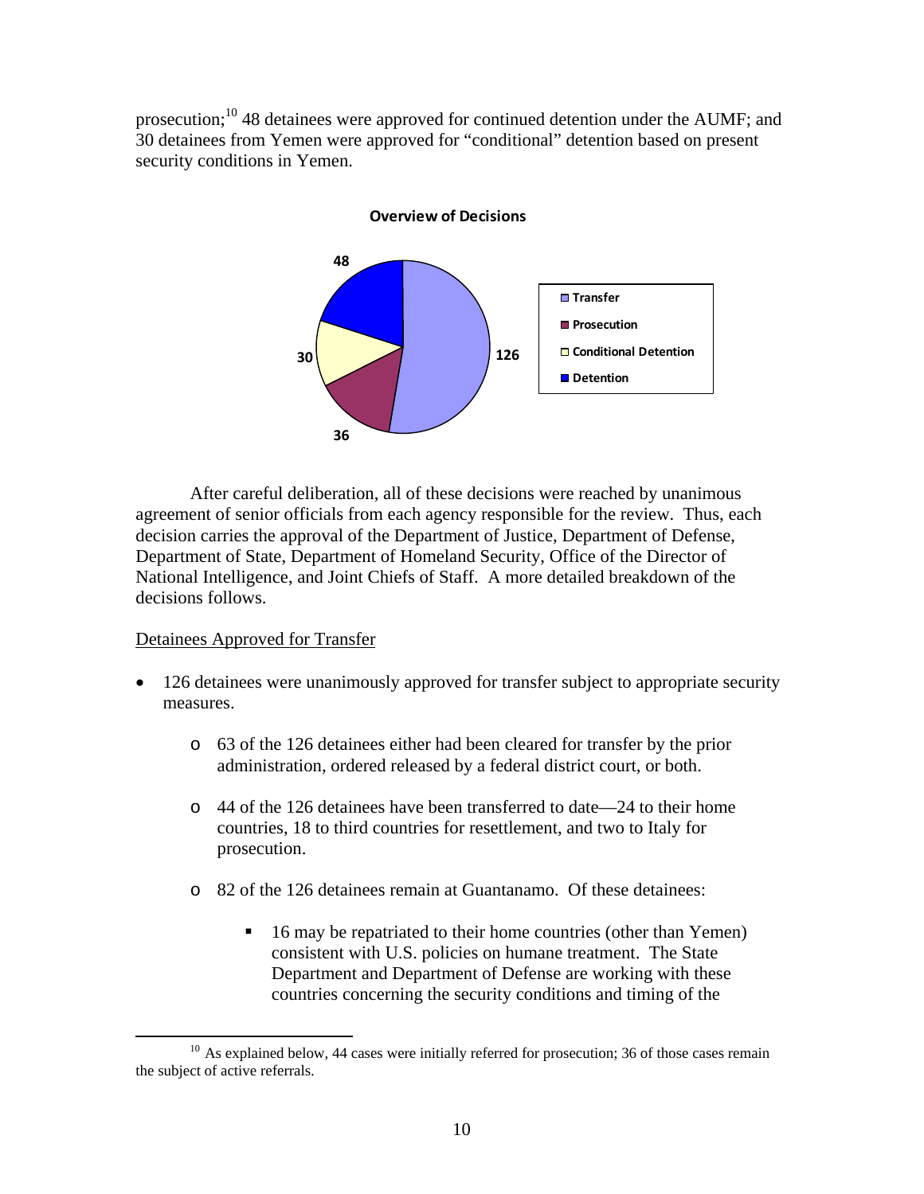prosecution;[10] 48 detainees were approved for continued detention under the AUMF; and 30 detainees from Yemen were approved for "conditional" detention based on present security conditions in Yemen.

**Overview of Decisions**

| Category | Number |
|---|---|
| Transfer | 126 |
| Prosecution | 36 |
| Conditional Detention | 30 |
| Detention | 48 |

After careful deliberation, all of these decisions were reached by unanimous agreement of senior officials from each agency responsible for the review. Thus, each decision carries the approval of the Department of Justice, Department of Defense, Department of State, Department of Homeland Security, Office of the Director of National Intelligence, and Joint Chiefs of Staff. A more detailed breakdown of the decisions follows.

Detainees Approved for Transfer

- 126 detainees were unanimously approved for transfer subject to appropriate security measures.
  - 63 of the 126 detainees either had been cleared for transfer by the prior administration, ordered released by a federal district court, or both.
  - 44 of the 126 detainees have been transferred to date—24 to their home countries, 18 to third countries for resettlement, and two to Italy for prosecution.
  - 82 of the 126 detainees remain at Guantanamo. Of these detainees:
    - 16 may be repatriated to their home countries (other than Yemen) consistent with U.S. policies on humane treatment. The State Department and Department of Defense are working with these countries concerning the security conditions and timing of the

[10] As explained below, 44 cases were initially referred for prosecution; 36 of those cases remain the subject of active referrals.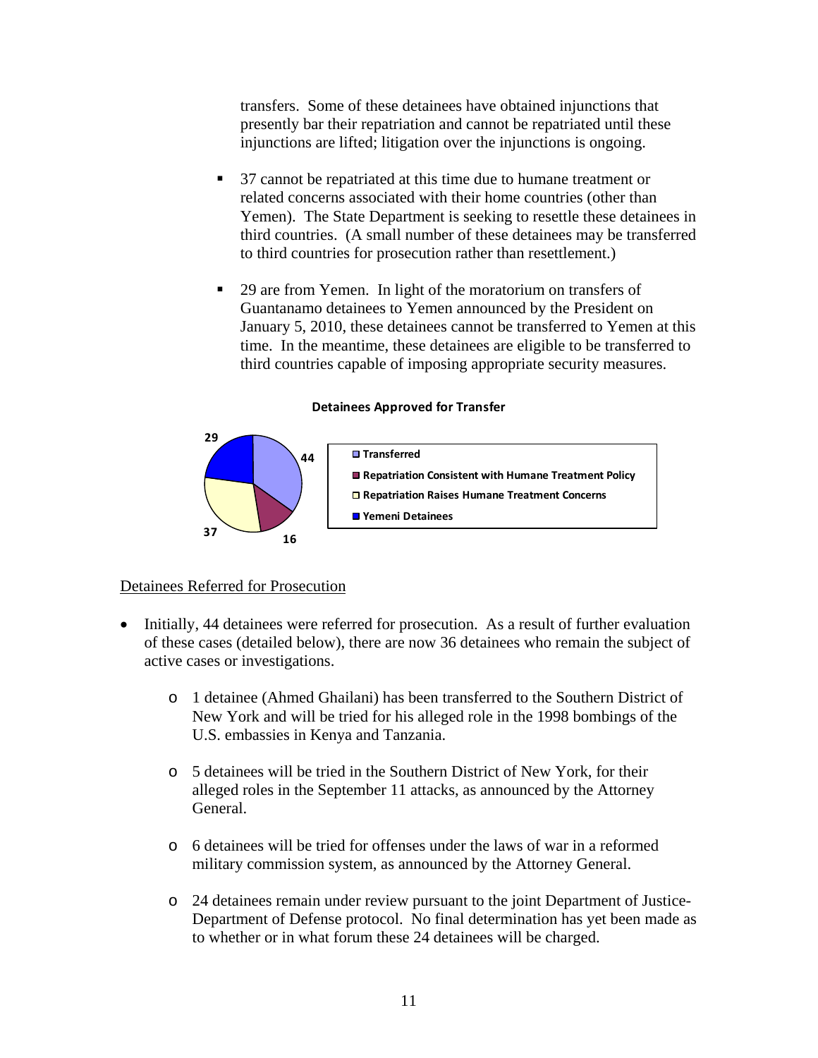transfers. Some of these detainees have obtained injunctions that presently bar their repatriation and cannot be repatriated until these injunctions are lifted; litigation over the injunctions is ongoing.

- 37 cannot be repatriated at this time due to humane treatment or related concerns associated with their home countries (other than Yemen). The State Department is seeking to resettle these detainees in third countries. (A small number of these detainees may be transferred to third countries for prosecution rather than resettlement.)

- 29 are from Yemen. In light of the moratorium on transfers of Guantanamo detainees to Yemen announced by the President on January 5, 2010, these detainees cannot be transferred to Yemen at this time. In the meantime, these detainees are eligible to be transferred to third countries capable of imposing appropriate security measures.

**Detainees Approved for Transfer**

| Category | Number |
| --- | --- |
| Transferred | 44 |
| Repatriation Consistent with Humane Treatment Policy | 16 |
| Repatriation Raises Humane Treatment Concerns | 37 |
| Yemeni Detainees | 29 |

Detainees Referred for Prosecution

- Initially, 44 detainees were referred for prosecution. As a result of further evaluation of these cases (detailed below), there are now 36 detainees who remain the subject of active cases or investigations.

  - 1 detainee (Ahmed Ghailani) has been transferred to the Southern District of New York and will be tried for his alleged role in the 1998 bombings of the U.S. embassies in Kenya and Tanzania.

  - 5 detainees will be tried in the Southern District of New York, for their alleged roles in the September 11 attacks, as announced by the Attorney General.

  - 6 detainees will be tried for offenses under the laws of war in a reformed military commission system, as announced by the Attorney General.

  - 24 detainees remain under review pursuant to the joint Department of Justice-Department of Defense protocol. No final determination has yet been made as to whether or in what forum these 24 detainees will be charged.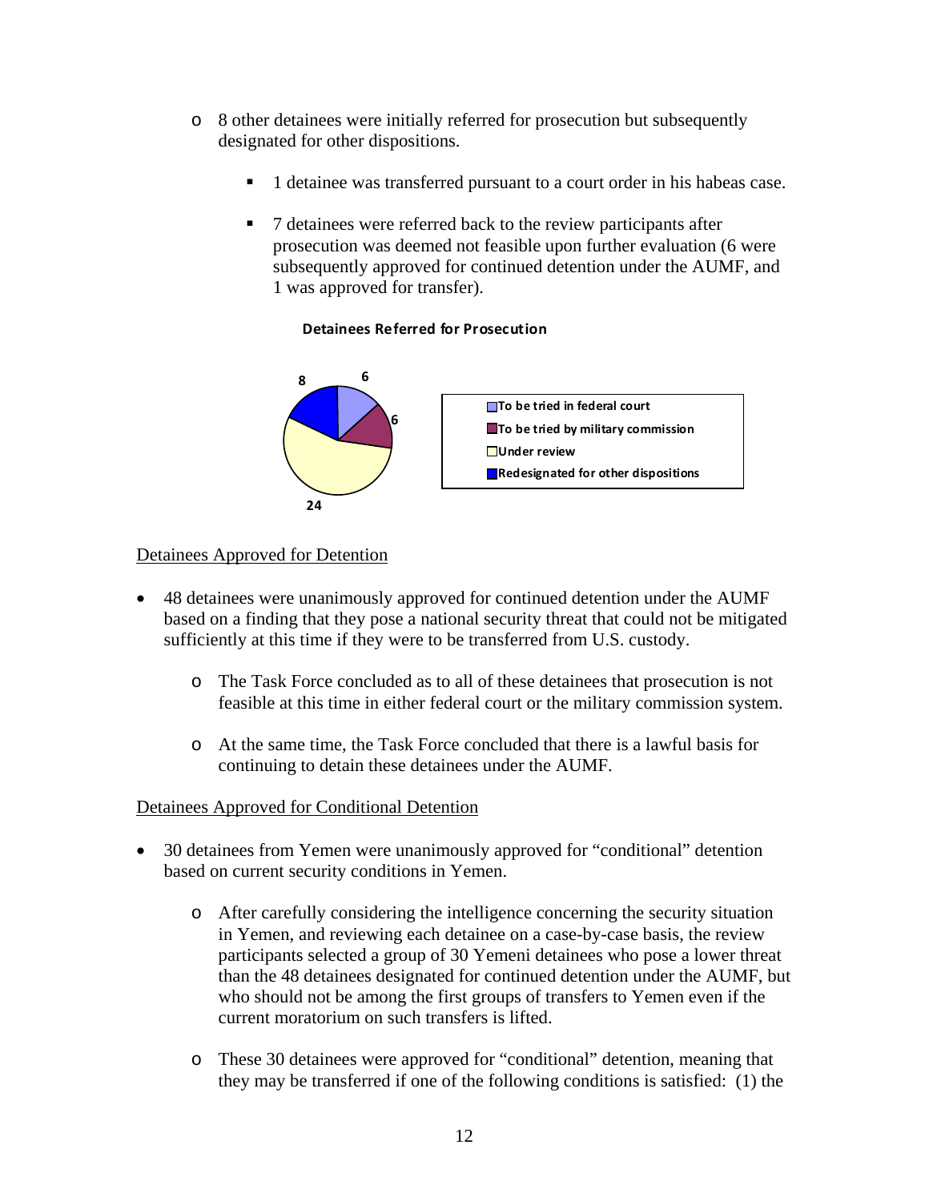- 8 other detainees were initially referred for prosecution but subsequently designated for other dispositions.
  - 1 detainee was transferred pursuant to a court order in his habeas case.
  - 7 detainees were referred back to the review participants after prosecution was deemed not feasible upon further evaluation (6 were subsequently approved for continued detention under the AUMF, and 1 was approved for transfer).

**Detainees Referred for Prosecution**

| Category | Number |
|---|---|
| To be tried in federal court | 6 |
| To be tried by military commission | 6 |
| Under review | 24 |
| Redesignated for other dispositions | 8 |

<u>Detainees Approved for Detention</u>

- 48 detainees were unanimously approved for continued detention under the AUMF based on a finding that they pose a national security threat that could not be mitigated sufficiently at this time if they were to be transferred from U.S. custody.
  - The Task Force concluded as to all of these detainees that prosecution is not feasible at this time in either federal court or the military commission system.
  - At the same time, the Task Force concluded that there is a lawful basis for continuing to detain these detainees under the AUMF.

<u>Detainees Approved for Conditional Detention</u>

- 30 detainees from Yemen were unanimously approved for "conditional" detention based on current security conditions in Yemen.
  - After carefully considering the intelligence concerning the security situation in Yemen, and reviewing each detainee on a case-by-case basis, the review participants selected a group of 30 Yemeni detainees who pose a lower threat than the 48 detainees designated for continued detention under the AUMF, but who should not be among the first groups of transfers to Yemen even if the current moratorium on such transfers is lifted.
  - These 30 detainees were approved for "conditional" detention, meaning that they may be transferred if one of the following conditions is satisfied: (1) the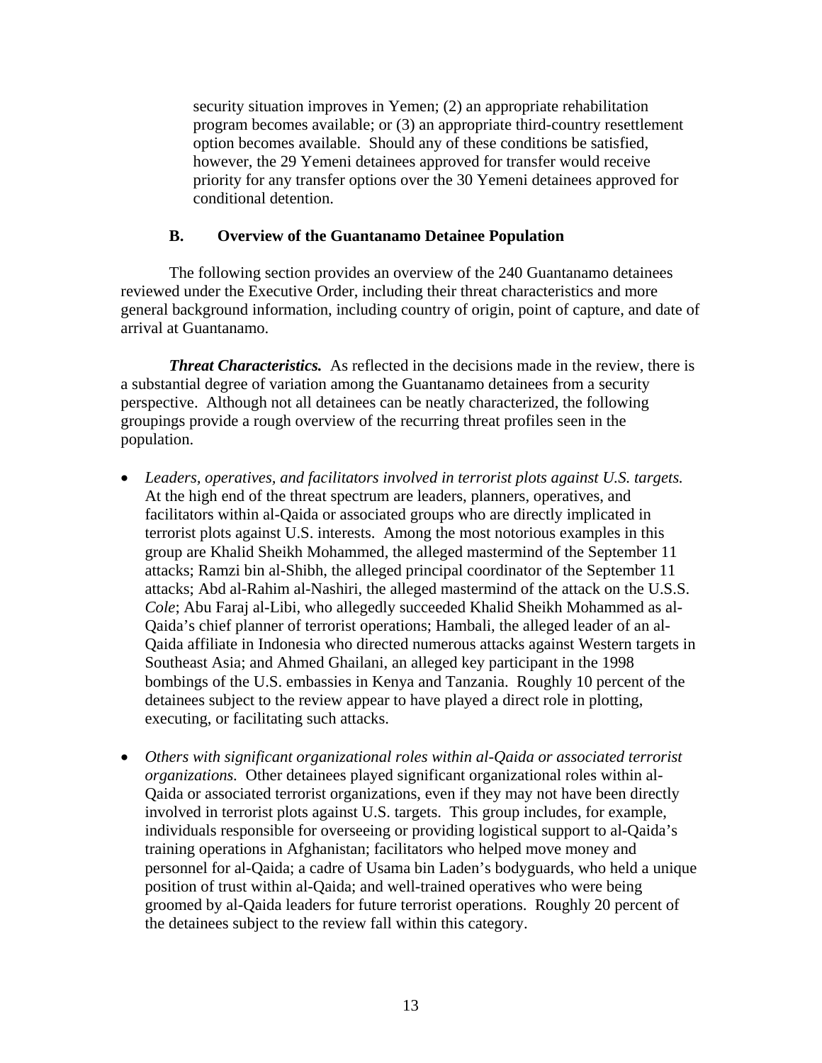security situation improves in Yemen; (2) an appropriate rehabilitation program becomes available; or (3) an appropriate third-country resettlement option becomes available. Should any of these conditions be satisfied, however, the 29 Yemeni detainees approved for transfer would receive priority for any transfer options over the 30 Yemeni detainees approved for conditional detention.

### B. Overview of the Guantanamo Detainee Population

The following section provides an overview of the 240 Guantanamo detainees reviewed under the Executive Order, including their threat characteristics and more general background information, including country of origin, point of capture, and date of arrival at Guantanamo.

***Threat Characteristics.*** As reflected in the decisions made in the review, there is a substantial degree of variation among the Guantanamo detainees from a security perspective. Although not all detainees can be neatly characterized, the following groupings provide a rough overview of the recurring threat profiles seen in the population.

- *Leaders, operatives, and facilitators involved in terrorist plots against U.S. targets.* At the high end of the threat spectrum are leaders, planners, operatives, and facilitators within al-Qaida or associated groups who are directly implicated in terrorist plots against U.S. interests. Among the most notorious examples in this group are Khalid Sheikh Mohammed, the alleged mastermind of the September 11 attacks; Ramzi bin al-Shibh, the alleged principal coordinator of the September 11 attacks; Abd al-Rahim al-Nashiri, the alleged mastermind of the attack on the U.S.S. *Cole*; Abu Faraj al-Libi, who allegedly succeeded Khalid Sheikh Mohammed as al-Qaida's chief planner of terrorist operations; Hambali, the alleged leader of an al-Qaida affiliate in Indonesia who directed numerous attacks against Western targets in Southeast Asia; and Ahmed Ghailani, an alleged key participant in the 1998 bombings of the U.S. embassies in Kenya and Tanzania. Roughly 10 percent of the detainees subject to the review appear to have played a direct role in plotting, executing, or facilitating such attacks.

- *Others with significant organizational roles within al-Qaida or associated terrorist organizations.* Other detainees played significant organizational roles within al-Qaida or associated terrorist organizations, even if they may not have been directly involved in terrorist plots against U.S. targets. This group includes, for example, individuals responsible for overseeing or providing logistical support to al-Qaida's training operations in Afghanistan; facilitators who helped move money and personnel for al-Qaida; a cadre of Usama bin Laden's bodyguards, who held a unique position of trust within al-Qaida; and well-trained operatives who were being groomed by al-Qaida leaders for future terrorist operations. Roughly 20 percent of the detainees subject to the review fall within this category.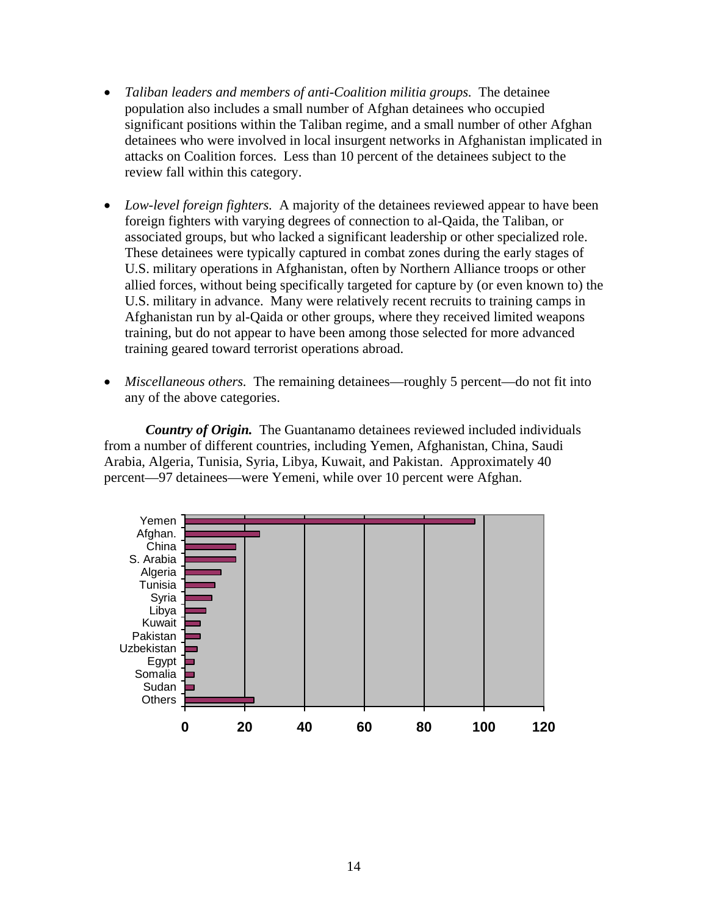- *Taliban leaders and members of anti-Coalition militia groups.* The detainee population also includes a small number of Afghan detainees who occupied significant positions within the Taliban regime, and a small number of other Afghan detainees who were involved in local insurgent networks in Afghanistan implicated in attacks on Coalition forces. Less than 10 percent of the detainees subject to the review fall within this category.

- *Low-level foreign fighters.* A majority of the detainees reviewed appear to have been foreign fighters with varying degrees of connection to al-Qaida, the Taliban, or associated groups, but who lacked a significant leadership or other specialized role. These detainees were typically captured in combat zones during the early stages of U.S. military operations in Afghanistan, often by Northern Alliance troops or other allied forces, without being specifically targeted for capture by (or even known to) the U.S. military in advance. Many were relatively recent recruits to training camps in Afghanistan run by al-Qaida or other groups, where they received limited weapons training, but do not appear to have been among those selected for more advanced training geared toward terrorist operations abroad.

- *Miscellaneous others.* The remaining detainees—roughly 5 percent—do not fit into any of the above categories.

***Country of Origin.*** The Guantanamo detainees reviewed included individuals from a number of different countries, including Yemen, Afghanistan, China, Saudi Arabia, Algeria, Tunisia, Syria, Libya, Kuwait, and Pakistan. Approximately 40 percent—97 detainees—were Yemeni, while over 10 percent were Afghan.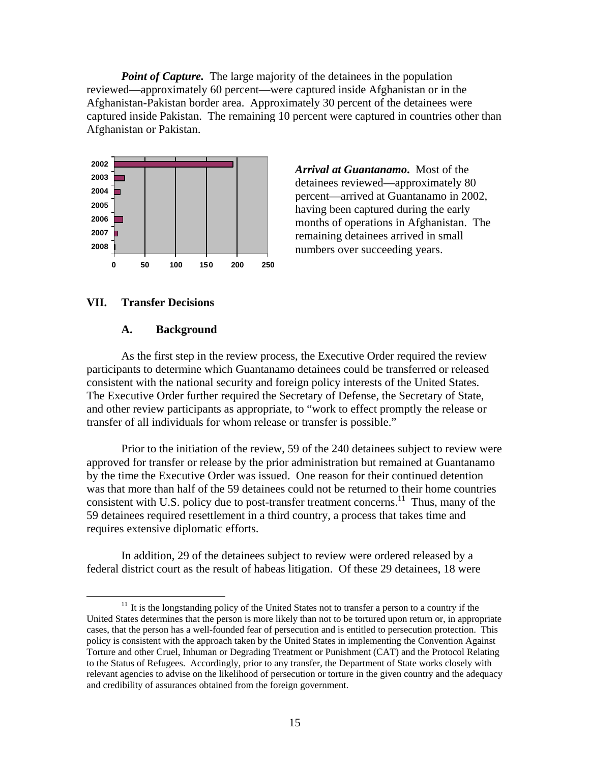***Point of Capture.*** The large majority of the detainees in the population reviewed—approximately 60 percent—were captured inside Afghanistan or in the Afghanistan-Pakistan border area. Approximately 30 percent of the detainees were captured inside Pakistan. The remaining 10 percent were captured in countries other than Afghanistan or Pakistan.

***Arrival at Guantanamo***. Most of the detainees reviewed—approximately 80 percent—arrived at Guantanamo in 2002, having been captured during the early months of operations in Afghanistan. The remaining detainees arrived in small numbers over succeeding years.

## VII. Transfer Decisions

### A. Background

As the first step in the review process, the Executive Order required the review participants to determine which Guantanamo detainees could be transferred or released consistent with the national security and foreign policy interests of the United States. The Executive Order further required the Secretary of Defense, the Secretary of State, and other review participants as appropriate, to "work to effect promptly the release or transfer of all individuals for whom release or transfer is possible."

Prior to the initiation of the review, 59 of the 240 detainees subject to review were approved for transfer or release by the prior administration but remained at Guantanamo by the time the Executive Order was issued. One reason for their continued detention was that more than half of the 59 detainees could not be returned to their home countries consistent with U.S. policy due to post-transfer treatment concerns.[11] Thus, many of the 59 detainees required resettlement in a third country, a process that takes time and requires extensive diplomatic efforts.

In addition, 29 of the detainees subject to review were ordered released by a federal district court as the result of habeas litigation. Of these 29 detainees, 18 were

[11] It is the longstanding policy of the United States not to transfer a person to a country if the United States determines that the person is more likely than not to be tortured upon return or, in appropriate cases, that the person has a well-founded fear of persecution and is entitled to persecution protection. This policy is consistent with the approach taken by the United States in implementing the Convention Against Torture and other Cruel, Inhuman or Degrading Treatment or Punishment (CAT) and the Protocol Relating to the Status of Refugees. Accordingly, prior to any transfer, the Department of State works closely with relevant agencies to advise on the likelihood of persecution or torture in the given country and the adequacy and credibility of assurances obtained from the foreign government.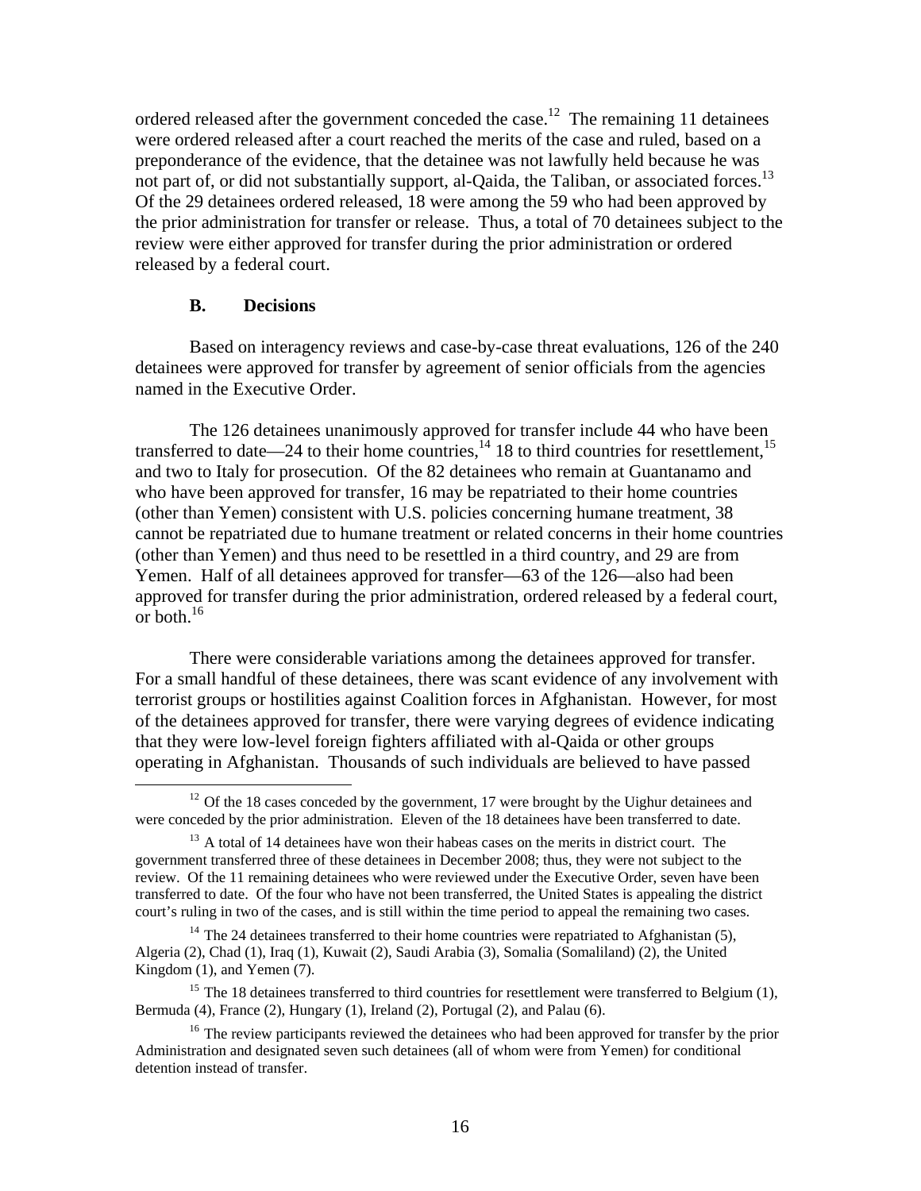ordered released after the government conceded the case.[12] The remaining 11 detainees were ordered released after a court reached the merits of the case and ruled, based on a preponderance of the evidence, that the detainee was not lawfully held because he was not part of, or did not substantially support, al-Qaida, the Taliban, or associated forces.[13] Of the 29 detainees ordered released, 18 were among the 59 who had been approved by the prior administration for transfer or release. Thus, a total of 70 detainees subject to the review were either approved for transfer during the prior administration or ordered released by a federal court.

### B. Decisions

Based on interagency reviews and case-by-case threat evaluations, 126 of the 240 detainees were approved for transfer by agreement of senior officials from the agencies named in the Executive Order.

The 126 detainees unanimously approved for transfer include 44 who have been transferred to date—24 to their home countries,[14] 18 to third countries for resettlement,[15] and two to Italy for prosecution. Of the 82 detainees who remain at Guantanamo and who have been approved for transfer, 16 may be repatriated to their home countries (other than Yemen) consistent with U.S. policies concerning humane treatment, 38 cannot be repatriated due to humane treatment or related concerns in their home countries (other than Yemen) and thus need to be resettled in a third country, and 29 are from Yemen. Half of all detainees approved for transfer—63 of the 126—also had been approved for transfer during the prior administration, ordered released by a federal court, or both.[16]

There were considerable variations among the detainees approved for transfer. For a small handful of these detainees, there was scant evidence of any involvement with terrorist groups or hostilities against Coalition forces in Afghanistan. However, for most of the detainees approved for transfer, there were varying degrees of evidence indicating that they were low-level foreign fighters affiliated with al-Qaida or other groups operating in Afghanistan. Thousands of such individuals are believed to have passed

---

[12] Of the 18 cases conceded by the government, 17 were brought by the Uighur detainees and were conceded by the prior administration. Eleven of the 18 detainees have been transferred to date.

[13] A total of 14 detainees have won their habeas cases on the merits in district court. The government transferred three of these detainees in December 2008; thus, they were not subject to the review. Of the 11 remaining detainees who were reviewed under the Executive Order, seven have been transferred to date. Of the four who have not been transferred, the United States is appealing the district court's ruling in two of the cases, and is still within the time period to appeal the remaining two cases.

[14] The 24 detainees transferred to their home countries were repatriated to Afghanistan (5), Algeria (2), Chad (1), Iraq (1), Kuwait (2), Saudi Arabia (3), Somalia (Somaliland) (2), the United Kingdom (1), and Yemen (7).

[15] The 18 detainees transferred to third countries for resettlement were transferred to Belgium (1), Bermuda (4), France (2), Hungary (1), Ireland (2), Portugal (2), and Palau (6).

[16] The review participants reviewed the detainees who had been approved for transfer by the prior Administration and designated seven such detainees (all of whom were from Yemen) for conditional detention instead of transfer.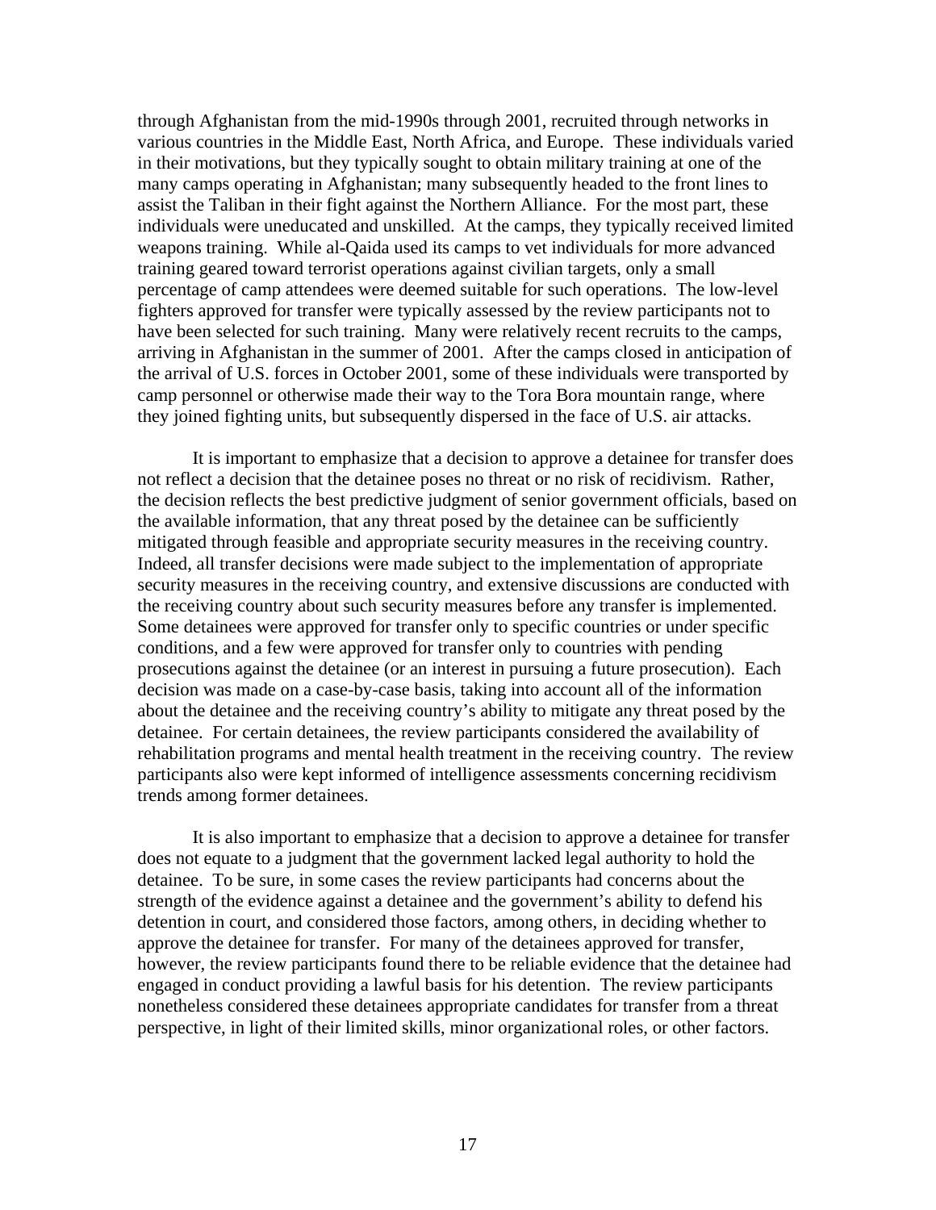through Afghanistan from the mid-1990s through 2001, recruited through networks in various countries in the Middle East, North Africa, and Europe. These individuals varied in their motivations, but they typically sought to obtain military training at one of the many camps operating in Afghanistan; many subsequently headed to the front lines to assist the Taliban in their fight against the Northern Alliance. For the most part, these individuals were uneducated and unskilled. At the camps, they typically received limited weapons training. While al-Qaida used its camps to vet individuals for more advanced training geared toward terrorist operations against civilian targets, only a small percentage of camp attendees were deemed suitable for such operations. The low-level fighters approved for transfer were typically assessed by the review participants not to have been selected for such training. Many were relatively recent recruits to the camps, arriving in Afghanistan in the summer of 2001. After the camps closed in anticipation of the arrival of U.S. forces in October 2001, some of these individuals were transported by camp personnel or otherwise made their way to the Tora Bora mountain range, where they joined fighting units, but subsequently dispersed in the face of U.S. air attacks.

It is important to emphasize that a decision to approve a detainee for transfer does not reflect a decision that the detainee poses no threat or no risk of recidivism. Rather, the decision reflects the best predictive judgment of senior government officials, based on the available information, that any threat posed by the detainee can be sufficiently mitigated through feasible and appropriate security measures in the receiving country. Indeed, all transfer decisions were made subject to the implementation of appropriate security measures in the receiving country, and extensive discussions are conducted with the receiving country about such security measures before any transfer is implemented. Some detainees were approved for transfer only to specific countries or under specific conditions, and a few were approved for transfer only to countries with pending prosecutions against the detainee (or an interest in pursuing a future prosecution). Each decision was made on a case-by-case basis, taking into account all of the information about the detainee and the receiving country's ability to mitigate any threat posed by the detainee. For certain detainees, the review participants considered the availability of rehabilitation programs and mental health treatment in the receiving country. The review participants also were kept informed of intelligence assessments concerning recidivism trends among former detainees.

It is also important to emphasize that a decision to approve a detainee for transfer does not equate to a judgment that the government lacked legal authority to hold the detainee. To be sure, in some cases the review participants had concerns about the strength of the evidence against a detainee and the government's ability to defend his detention in court, and considered those factors, among others, in deciding whether to approve the detainee for transfer. For many of the detainees approved for transfer, however, the review participants found there to be reliable evidence that the detainee had engaged in conduct providing a lawful basis for his detention. The review participants nonetheless considered these detainees appropriate candidates for transfer from a threat perspective, in light of their limited skills, minor organizational roles, or other factors.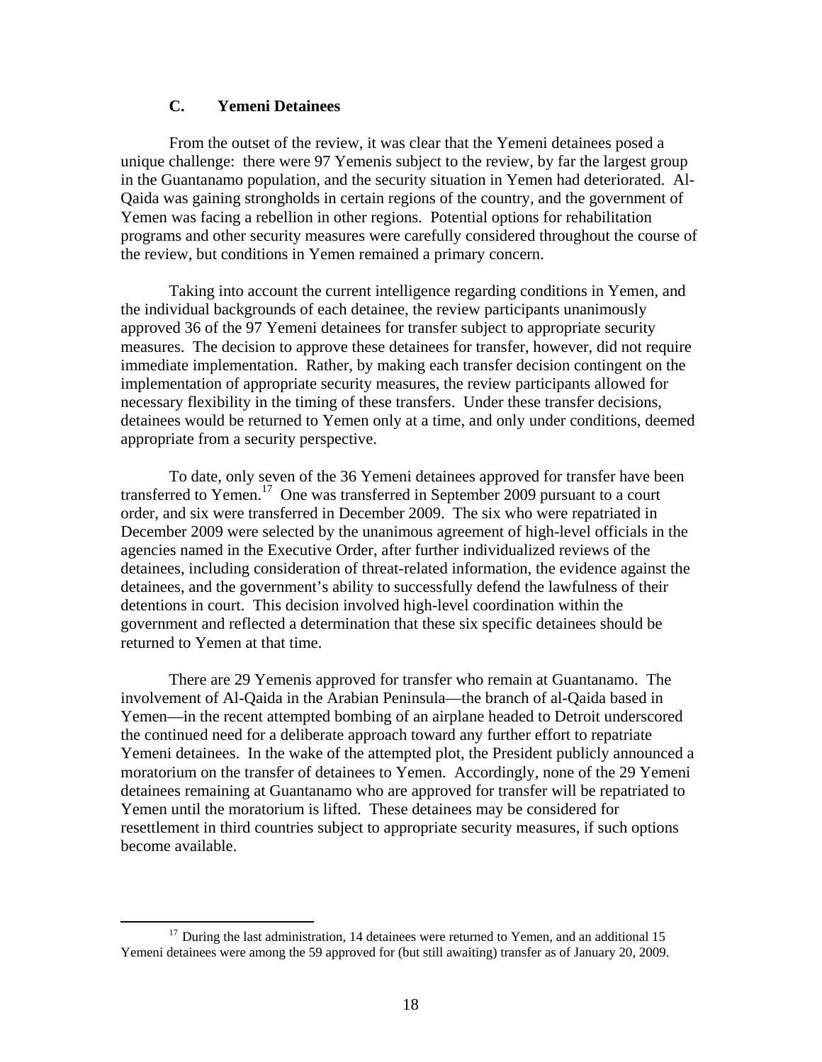### C. Yemeni Detainees

From the outset of the review, it was clear that the Yemeni detainees posed a unique challenge: there were 97 Yemenis subject to the review, by far the largest group in the Guantanamo population, and the security situation in Yemen had deteriorated. Al-Qaida was gaining strongholds in certain regions of the country, and the government of Yemen was facing a rebellion in other regions. Potential options for rehabilitation programs and other security measures were carefully considered throughout the course of the review, but conditions in Yemen remained a primary concern.

Taking into account the current intelligence regarding conditions in Yemen, and the individual backgrounds of each detainee, the review participants unanimously approved 36 of the 97 Yemeni detainees for transfer subject to appropriate security measures. The decision to approve these detainees for transfer, however, did not require immediate implementation. Rather, by making each transfer decision contingent on the implementation of appropriate security measures, the review participants allowed for necessary flexibility in the timing of these transfers. Under these transfer decisions, detainees would be returned to Yemen only at a time, and only under conditions, deemed appropriate from a security perspective.

To date, only seven of the 36 Yemeni detainees approved for transfer have been transferred to Yemen.[17] One was transferred in September 2009 pursuant to a court order, and six were transferred in December 2009. The six who were repatriated in December 2009 were selected by the unanimous agreement of high-level officials in the agencies named in the Executive Order, after further individualized reviews of the detainees, including consideration of threat-related information, the evidence against the detainees, and the government's ability to successfully defend the lawfulness of their detentions in court. This decision involved high-level coordination within the government and reflected a determination that these six specific detainees should be returned to Yemen at that time.

There are 29 Yemenis approved for transfer who remain at Guantanamo. The involvement of Al-Qaida in the Arabian Peninsula—the branch of al-Qaida based in Yemen—in the recent attempted bombing of an airplane headed to Detroit underscored the continued need for a deliberate approach toward any further effort to repatriate Yemeni detainees. In the wake of the attempted plot, the President publicly announced a moratorium on the transfer of detainees to Yemen. Accordingly, none of the 29 Yemeni detainees remaining at Guantanamo who are approved for transfer will be repatriated to Yemen until the moratorium is lifted. These detainees may be considered for resettlement in third countries subject to appropriate security measures, if such options become available.

---

[17] During the last administration, 14 detainees were returned to Yemen, and an additional 15 Yemeni detainees were among the 59 approved for (but still awaiting) transfer as of January 20, 2009.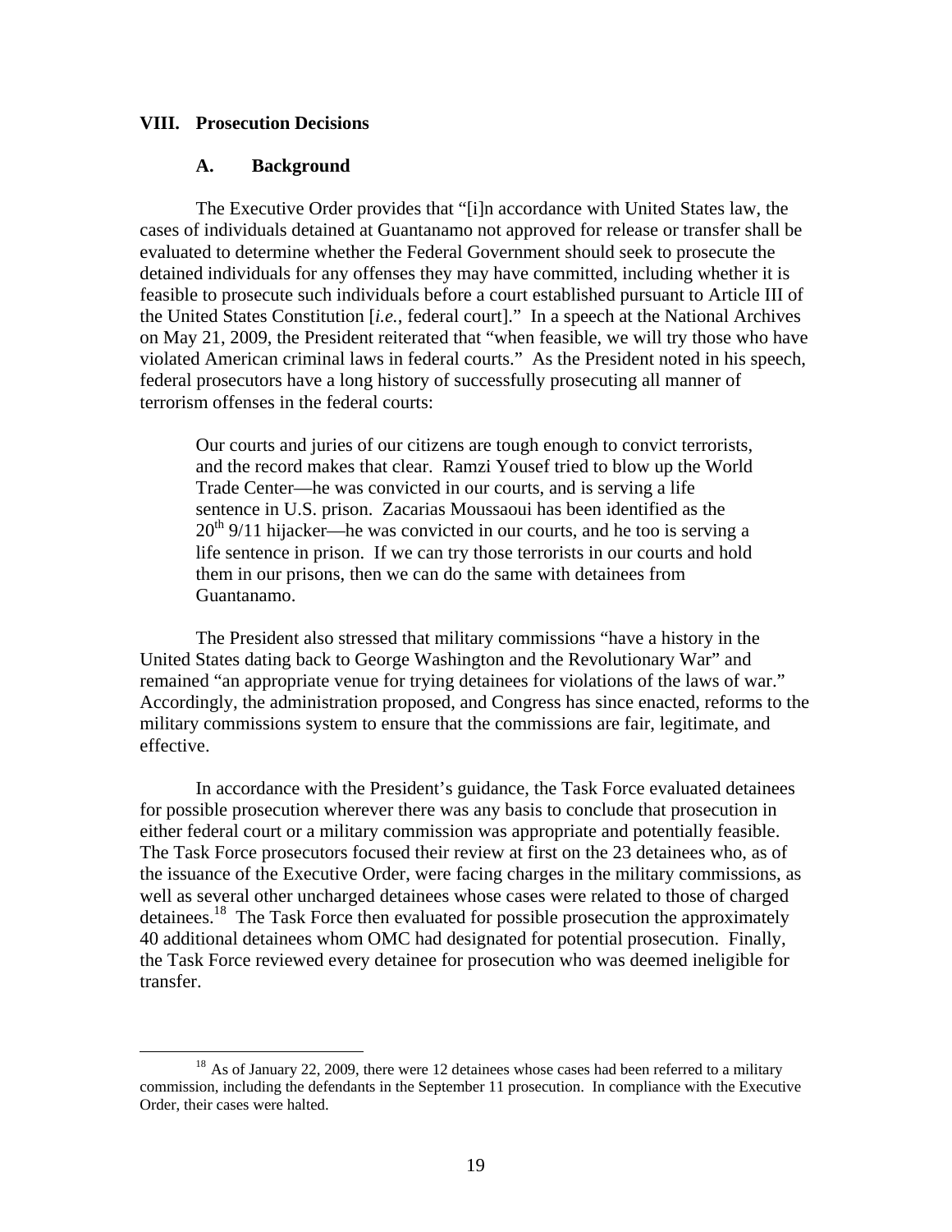## VIII. Prosecution Decisions

### A. Background

The Executive Order provides that "[i]n accordance with United States law, the cases of individuals detained at Guantanamo not approved for release or transfer shall be evaluated to determine whether the Federal Government should seek to prosecute the detained individuals for any offenses they may have committed, including whether it is feasible to prosecute such individuals before a court established pursuant to Article III of the United States Constitution [*i.e.*, federal court]." In a speech at the National Archives on May 21, 2009, the President reiterated that "when feasible, we will try those who have violated American criminal laws in federal courts." As the President noted in his speech, federal prosecutors have a long history of successfully prosecuting all manner of terrorism offenses in the federal courts:

> Our courts and juries of our citizens are tough enough to convict terrorists, and the record makes that clear. Ramzi Yousef tried to blow up the World Trade Center—he was convicted in our courts, and is serving a life sentence in U.S. prison. Zacarias Moussaoui has been identified as the 20th 9/11 hijacker—he was convicted in our courts, and he too is serving a life sentence in prison. If we can try those terrorists in our courts and hold them in our prisons, then we can do the same with detainees from Guantanamo.

The President also stressed that military commissions "have a history in the United States dating back to George Washington and the Revolutionary War" and remained "an appropriate venue for trying detainees for violations of the laws of war." Accordingly, the administration proposed, and Congress has since enacted, reforms to the military commissions system to ensure that the commissions are fair, legitimate, and effective.

In accordance with the President's guidance, the Task Force evaluated detainees for possible prosecution wherever there was any basis to conclude that prosecution in either federal court or a military commission was appropriate and potentially feasible. The Task Force prosecutors focused their review at first on the 23 detainees who, as of the issuance of the Executive Order, were facing charges in the military commissions, as well as several other uncharged detainees whose cases were related to those of charged detainees.[18] The Task Force then evaluated for possible prosecution the approximately 40 additional detainees whom OMC had designated for potential prosecution. Finally, the Task Force reviewed every detainee for prosecution who was deemed ineligible for transfer.

---

[18] As of January 22, 2009, there were 12 detainees whose cases had been referred to a military commission, including the defendants in the September 11 prosecution. In compliance with the Executive Order, their cases were halted.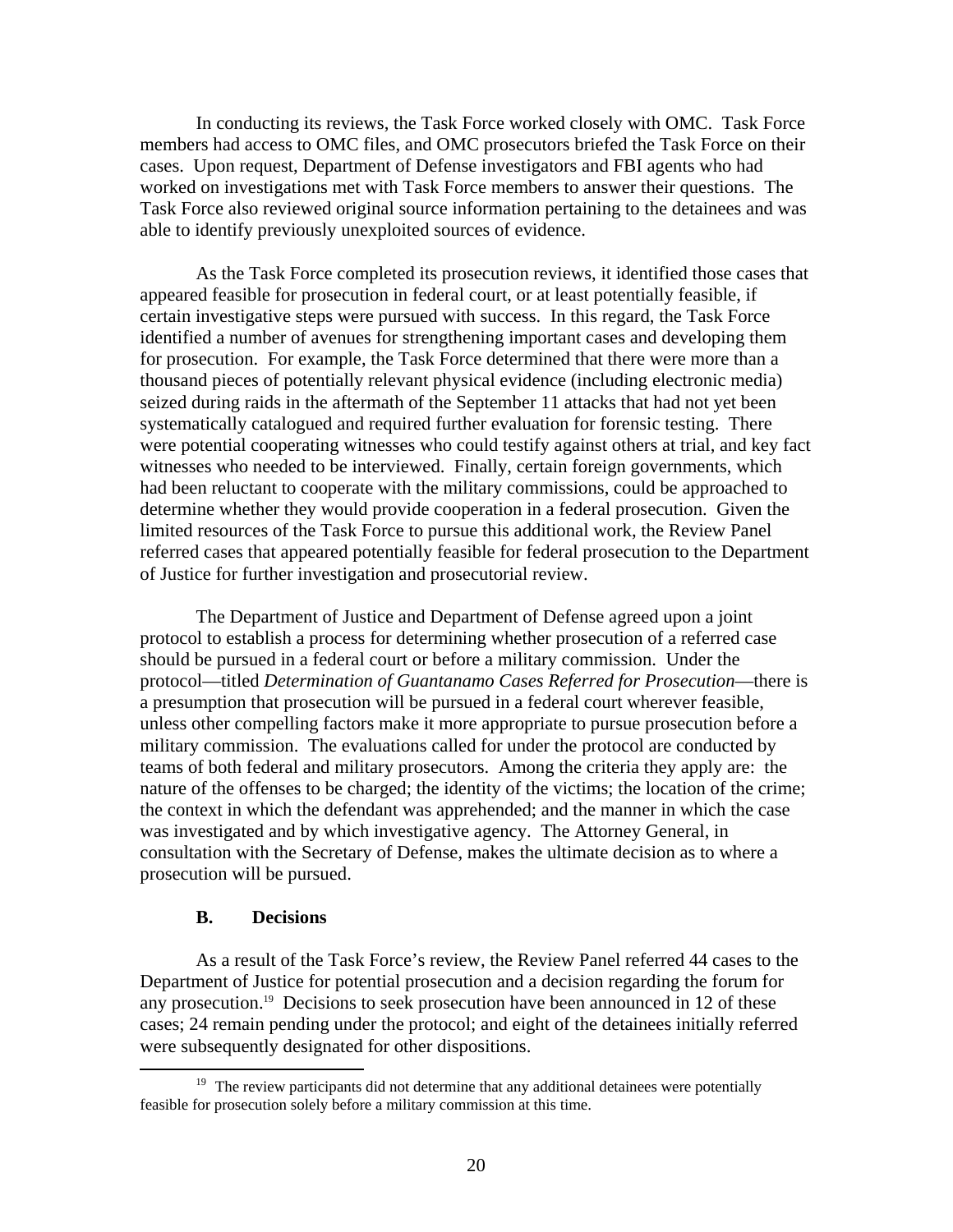In conducting its reviews, the Task Force worked closely with OMC. Task Force members had access to OMC files, and OMC prosecutors briefed the Task Force on their cases. Upon request, Department of Defense investigators and FBI agents who had worked on investigations met with Task Force members to answer their questions. The Task Force also reviewed original source information pertaining to the detainees and was able to identify previously unexploited sources of evidence.

As the Task Force completed its prosecution reviews, it identified those cases that appeared feasible for prosecution in federal court, or at least potentially feasible, if certain investigative steps were pursued with success. In this regard, the Task Force identified a number of avenues for strengthening important cases and developing them for prosecution. For example, the Task Force determined that there were more than a thousand pieces of potentially relevant physical evidence (including electronic media) seized during raids in the aftermath of the September 11 attacks that had not yet been systematically catalogued and required further evaluation for forensic testing. There were potential cooperating witnesses who could testify against others at trial, and key fact witnesses who needed to be interviewed. Finally, certain foreign governments, which had been reluctant to cooperate with the military commissions, could be approached to determine whether they would provide cooperation in a federal prosecution. Given the limited resources of the Task Force to pursue this additional work, the Review Panel referred cases that appeared potentially feasible for federal prosecution to the Department of Justice for further investigation and prosecutorial review.

The Department of Justice and Department of Defense agreed upon a joint protocol to establish a process for determining whether prosecution of a referred case should be pursued in a federal court or before a military commission. Under the protocol—titled *Determination of Guantanamo Cases Referred for Prosecution*—there is a presumption that prosecution will be pursued in a federal court wherever feasible, unless other compelling factors make it more appropriate to pursue prosecution before a military commission. The evaluations called for under the protocol are conducted by teams of both federal and military prosecutors. Among the criteria they apply are: the nature of the offenses to be charged; the identity of the victims; the location of the crime; the context in which the defendant was apprehended; and the manner in which the case was investigated and by which investigative agency. The Attorney General, in consultation with the Secretary of Defense, makes the ultimate decision as to where a prosecution will be pursued.

### B. Decisions

As a result of the Task Force's review, the Review Panel referred 44 cases to the Department of Justice for potential prosecution and a decision regarding the forum for any prosecution.[19] Decisions to seek prosecution have been announced in 12 of these cases; 24 remain pending under the protocol; and eight of the detainees initially referred were subsequently designated for other dispositions.

[19] The review participants did not determine that any additional detainees were potentially feasible for prosecution solely before a military commission at this time.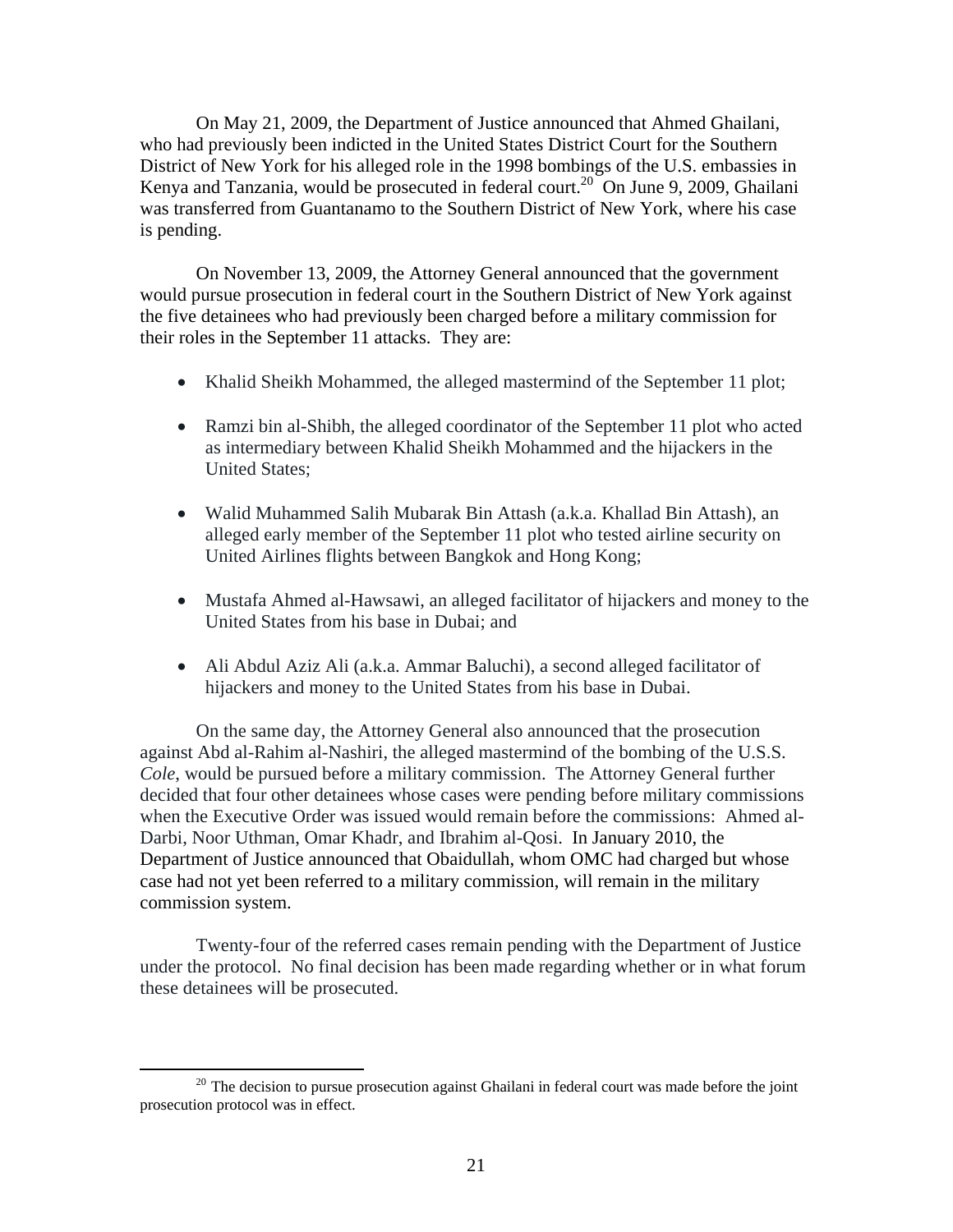On May 21, 2009, the Department of Justice announced that Ahmed Ghailani, who had previously been indicted in the United States District Court for the Southern District of New York for his alleged role in the 1998 bombings of the U.S. embassies in Kenya and Tanzania, would be prosecuted in federal court.[20] On June 9, 2009, Ghailani was transferred from Guantanamo to the Southern District of New York, where his case is pending.

On November 13, 2009, the Attorney General announced that the government would pursue prosecution in federal court in the Southern District of New York against the five detainees who had previously been charged before a military commission for their roles in the September 11 attacks. They are:

- Khalid Sheikh Mohammed, the alleged mastermind of the September 11 plot;
- Ramzi bin al-Shibh, the alleged coordinator of the September 11 plot who acted as intermediary between Khalid Sheikh Mohammed and the hijackers in the United States;
- Walid Muhammed Salih Mubarak Bin Attash (a.k.a. Khallad Bin Attash), an alleged early member of the September 11 plot who tested airline security on United Airlines flights between Bangkok and Hong Kong;
- Mustafa Ahmed al-Hawsawi, an alleged facilitator of hijackers and money to the United States from his base in Dubai; and
- Ali Abdul Aziz Ali (a.k.a. Ammar Baluchi), a second alleged facilitator of hijackers and money to the United States from his base in Dubai.

On the same day, the Attorney General also announced that the prosecution against Abd al-Rahim al-Nashiri, the alleged mastermind of the bombing of the U.S.S. *Cole*, would be pursued before a military commission. The Attorney General further decided that four other detainees whose cases were pending before military commissions when the Executive Order was issued would remain before the commissions: Ahmed al-Darbi, Noor Uthman, Omar Khadr, and Ibrahim al-Qosi. In January 2010, the Department of Justice announced that Obaidullah, whom OMC had charged but whose case had not yet been referred to a military commission, will remain in the military commission system.

Twenty-four of the referred cases remain pending with the Department of Justice under the protocol. No final decision has been made regarding whether or in what forum these detainees will be prosecuted.

[20] The decision to pursue prosecution against Ghailani in federal court was made before the joint prosecution protocol was in effect.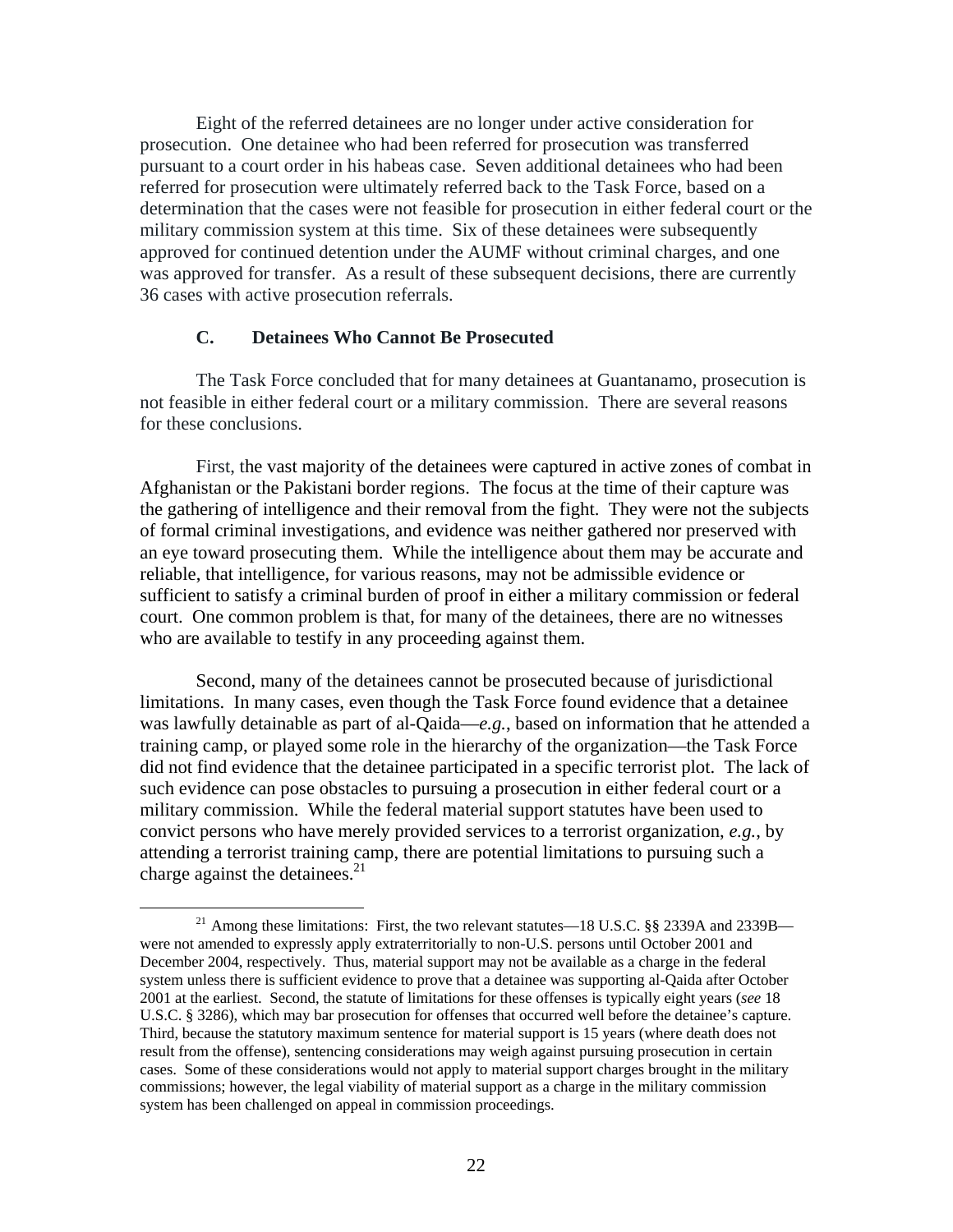Eight of the referred detainees are no longer under active consideration for prosecution. One detainee who had been referred for prosecution was transferred pursuant to a court order in his habeas case. Seven additional detainees who had been referred for prosecution were ultimately referred back to the Task Force, based on a determination that the cases were not feasible for prosecution in either federal court or the military commission system at this time. Six of these detainees were subsequently approved for continued detention under the AUMF without criminal charges, and one was approved for transfer. As a result of these subsequent decisions, there are currently 36 cases with active prosecution referrals.

### C. Detainees Who Cannot Be Prosecuted

The Task Force concluded that for many detainees at Guantanamo, prosecution is not feasible in either federal court or a military commission. There are several reasons for these conclusions.

First, the vast majority of the detainees were captured in active zones of combat in Afghanistan or the Pakistani border regions. The focus at the time of their capture was the gathering of intelligence and their removal from the fight. They were not the subjects of formal criminal investigations, and evidence was neither gathered nor preserved with an eye toward prosecuting them. While the intelligence about them may be accurate and reliable, that intelligence, for various reasons, may not be admissible evidence or sufficient to satisfy a criminal burden of proof in either a military commission or federal court. One common problem is that, for many of the detainees, there are no witnesses who are available to testify in any proceeding against them.

Second, many of the detainees cannot be prosecuted because of jurisdictional limitations. In many cases, even though the Task Force found evidence that a detainee was lawfully detainable as part of al-Qaida—*e.g.*, based on information that he attended a training camp, or played some role in the hierarchy of the organization—the Task Force did not find evidence that the detainee participated in a specific terrorist plot. The lack of such evidence can pose obstacles to pursuing a prosecution in either federal court or a military commission. While the federal material support statutes have been used to convict persons who have merely provided services to a terrorist organization, *e.g.*, by attending a terrorist training camp, there are potential limitations to pursuing such a charge against the detainees.[21]

[21] Among these limitations: First, the two relevant statutes—18 U.S.C. §§ 2339A and 2339B—were not amended to expressly apply extraterritorially to non-U.S. persons until October 2001 and December 2004, respectively. Thus, material support may not be available as a charge in the federal system unless there is sufficient evidence to prove that a detainee was supporting al-Qaida after October 2001 at the earliest. Second, the statute of limitations for these offenses is typically eight years (*see* 18 U.S.C. § 3286), which may bar prosecution for offenses that occurred well before the detainee's capture. Third, because the statutory maximum sentence for material support is 15 years (where death does not result from the offense), sentencing considerations may weigh against pursuing prosecution in certain cases. Some of these considerations would not apply to material support charges brought in the military commissions; however, the legal viability of material support as a charge in the military commission system has been challenged on appeal in commission proceedings.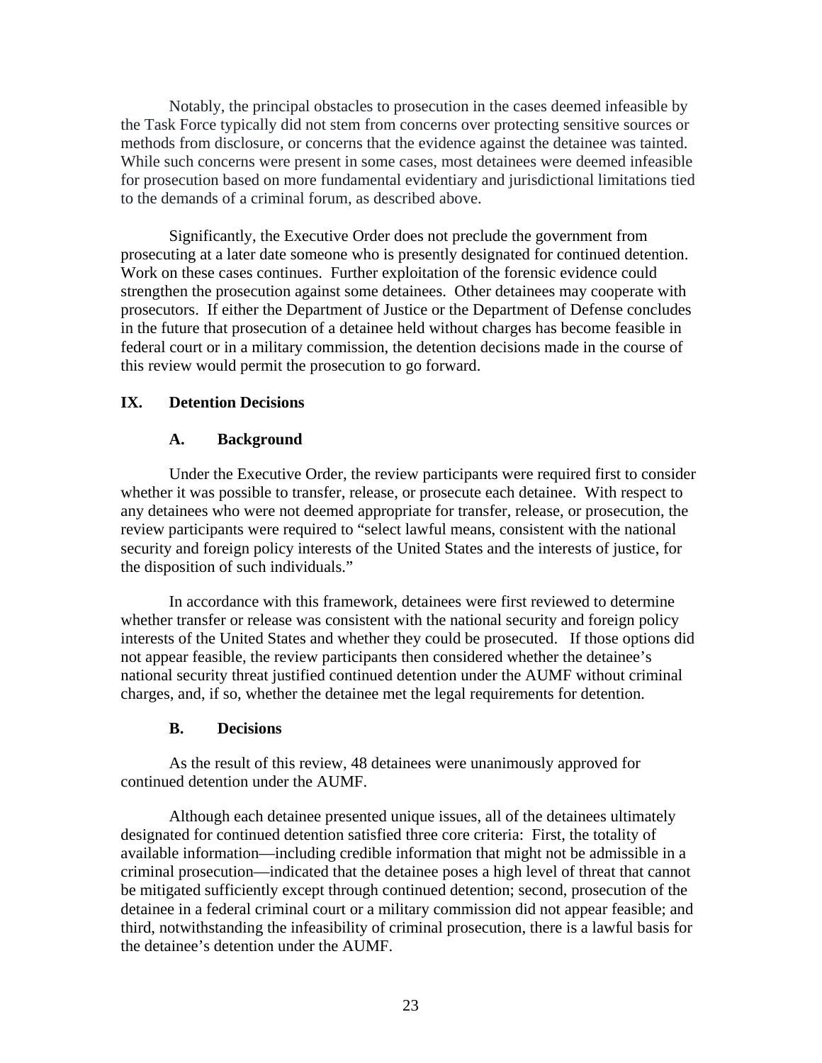Notably, the principal obstacles to prosecution in the cases deemed infeasible by the Task Force typically did not stem from concerns over protecting sensitive sources or methods from disclosure, or concerns that the evidence against the detainee was tainted. While such concerns were present in some cases, most detainees were deemed infeasible for prosecution based on more fundamental evidentiary and jurisdictional limitations tied to the demands of a criminal forum, as described above.

Significantly, the Executive Order does not preclude the government from prosecuting at a later date someone who is presently designated for continued detention. Work on these cases continues. Further exploitation of the forensic evidence could strengthen the prosecution against some detainees. Other detainees may cooperate with prosecutors. If either the Department of Justice or the Department of Defense concludes in the future that prosecution of a detainee held without charges has become feasible in federal court or in a military commission, the detention decisions made in the course of this review would permit the prosecution to go forward.

## IX. Detention Decisions

### A. Background

Under the Executive Order, the review participants were required first to consider whether it was possible to transfer, release, or prosecute each detainee. With respect to any detainees who were not deemed appropriate for transfer, release, or prosecution, the review participants were required to "select lawful means, consistent with the national security and foreign policy interests of the United States and the interests of justice, for the disposition of such individuals."

In accordance with this framework, detainees were first reviewed to determine whether transfer or release was consistent with the national security and foreign policy interests of the United States and whether they could be prosecuted. If those options did not appear feasible, the review participants then considered whether the detainee's national security threat justified continued detention under the AUMF without criminal charges, and, if so, whether the detainee met the legal requirements for detention.

### B. Decisions

As the result of this review, 48 detainees were unanimously approved for continued detention under the AUMF.

Although each detainee presented unique issues, all of the detainees ultimately designated for continued detention satisfied three core criteria: First, the totality of available information—including credible information that might not be admissible in a criminal prosecution—indicated that the detainee poses a high level of threat that cannot be mitigated sufficiently except through continued detention; second, prosecution of the detainee in a federal criminal court or a military commission did not appear feasible; and third, notwithstanding the infeasibility of criminal prosecution, there is a lawful basis for the detainee's detention under the AUMF.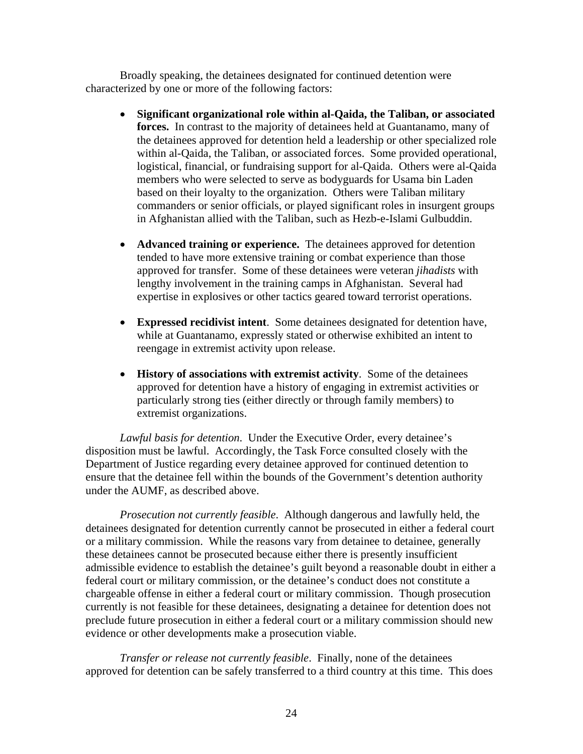Broadly speaking, the detainees designated for continued detention were characterized by one or more of the following factors:

- **Significant organizational role within al-Qaida, the Taliban, or associated forces.** In contrast to the majority of detainees held at Guantanamo, many of the detainees approved for detention held a leadership or other specialized role within al-Qaida, the Taliban, or associated forces. Some provided operational, logistical, financial, or fundraising support for al-Qaida. Others were al-Qaida members who were selected to serve as bodyguards for Usama bin Laden based on their loyalty to the organization. Others were Taliban military commanders or senior officials, or played significant roles in insurgent groups in Afghanistan allied with the Taliban, such as Hezb-e-Islami Gulbuddin.

- **Advanced training or experience.** The detainees approved for detention tended to have more extensive training or combat experience than those approved for transfer. Some of these detainees were veteran *jihadists* with lengthy involvement in the training camps in Afghanistan. Several had expertise in explosives or other tactics geared toward terrorist operations.

- **Expressed recidivist intent**. Some detainees designated for detention have, while at Guantanamo, expressly stated or otherwise exhibited an intent to reengage in extremist activity upon release.

- **History of associations with extremist activity**. Some of the detainees approved for detention have a history of engaging in extremist activities or particularly strong ties (either directly or through family members) to extremist organizations.

*Lawful basis for detention*. Under the Executive Order, every detainee's disposition must be lawful. Accordingly, the Task Force consulted closely with the Department of Justice regarding every detainee approved for continued detention to ensure that the detainee fell within the bounds of the Government's detention authority under the AUMF, as described above.

*Prosecution not currently feasible*. Although dangerous and lawfully held, the detainees designated for detention currently cannot be prosecuted in either a federal court or a military commission. While the reasons vary from detainee to detainee, generally these detainees cannot be prosecuted because either there is presently insufficient admissible evidence to establish the detainee's guilt beyond a reasonable doubt in either a federal court or military commission, or the detainee's conduct does not constitute a chargeable offense in either a federal court or military commission. Though prosecution currently is not feasible for these detainees, designating a detainee for detention does not preclude future prosecution in either a federal court or a military commission should new evidence or other developments make a prosecution viable.

*Transfer or release not currently feasible*. Finally, none of the detainees approved for detention can be safely transferred to a third country at this time. This does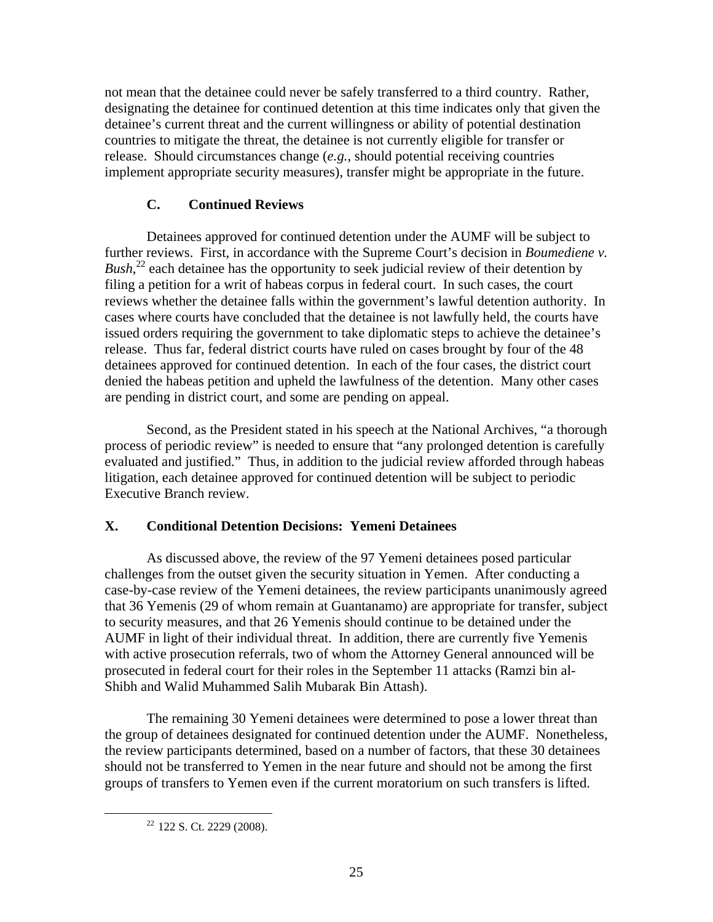not mean that the detainee could never be safely transferred to a third country. Rather, designating the detainee for continued detention at this time indicates only that given the detainee's current threat and the current willingness or ability of potential destination countries to mitigate the threat, the detainee is not currently eligible for transfer or release. Should circumstances change (*e.g.*, should potential receiving countries implement appropriate security measures), transfer might be appropriate in the future.

### C. Continued Reviews

Detainees approved for continued detention under the AUMF will be subject to further reviews. First, in accordance with the Supreme Court's decision in *Boumediene v. Bush*,[22] each detainee has the opportunity to seek judicial review of their detention by filing a petition for a writ of habeas corpus in federal court. In such cases, the court reviews whether the detainee falls within the government's lawful detention authority. In cases where courts have concluded that the detainee is not lawfully held, the courts have issued orders requiring the government to take diplomatic steps to achieve the detainee's release. Thus far, federal district courts have ruled on cases brought by four of the 48 detainees approved for continued detention. In each of the four cases, the district court denied the habeas petition and upheld the lawfulness of the detention. Many other cases are pending in district court, and some are pending on appeal.

Second, as the President stated in his speech at the National Archives, "a thorough process of periodic review" is needed to ensure that "any prolonged detention is carefully evaluated and justified." Thus, in addition to the judicial review afforded through habeas litigation, each detainee approved for continued detention will be subject to periodic Executive Branch review.

## X. Conditional Detention Decisions: Yemeni Detainees

As discussed above, the review of the 97 Yemeni detainees posed particular challenges from the outset given the security situation in Yemen. After conducting a case-by-case review of the Yemeni detainees, the review participants unanimously agreed that 36 Yemenis (29 of whom remain at Guantanamo) are appropriate for transfer, subject to security measures, and that 26 Yemenis should continue to be detained under the AUMF in light of their individual threat. In addition, there are currently five Yemenis with active prosecution referrals, two of whom the Attorney General announced will be prosecuted in federal court for their roles in the September 11 attacks (Ramzi bin al-Shibh and Walid Muhammed Salih Mubarak Bin Attash).

The remaining 30 Yemeni detainees were determined to pose a lower threat than the group of detainees designated for continued detention under the AUMF. Nonetheless, the review participants determined, based on a number of factors, that these 30 detainees should not be transferred to Yemen in the near future and should not be among the first groups of transfers to Yemen even if the current moratorium on such transfers is lifted.

[22] 122 S. Ct. 2229 (2008).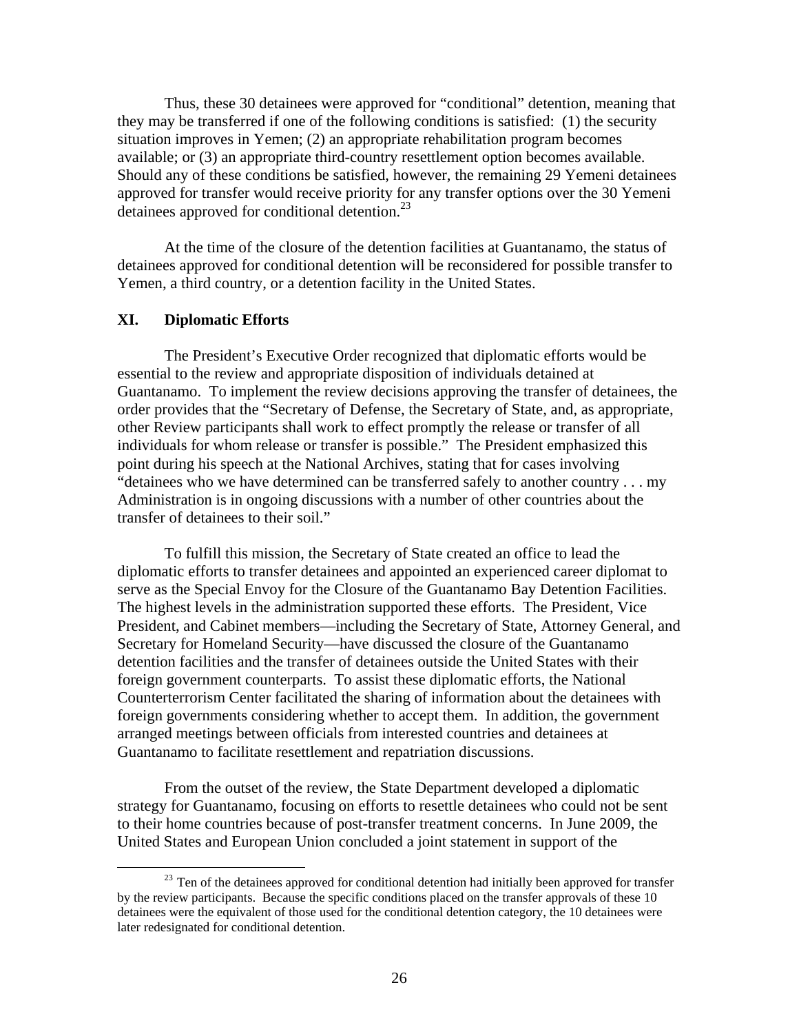Thus, these 30 detainees were approved for "conditional" detention, meaning that they may be transferred if one of the following conditions is satisfied: (1) the security situation improves in Yemen; (2) an appropriate rehabilitation program becomes available; or (3) an appropriate third-country resettlement option becomes available. Should any of these conditions be satisfied, however, the remaining 29 Yemeni detainees approved for transfer would receive priority for any transfer options over the 30 Yemeni detainees approved for conditional detention.[23]

At the time of the closure of the detention facilities at Guantanamo, the status of detainees approved for conditional detention will be reconsidered for possible transfer to Yemen, a third country, or a detention facility in the United States.

## XI. Diplomatic Efforts

The President's Executive Order recognized that diplomatic efforts would be essential to the review and appropriate disposition of individuals detained at Guantanamo. To implement the review decisions approving the transfer of detainees, the order provides that the "Secretary of Defense, the Secretary of State, and, as appropriate, other Review participants shall work to effect promptly the release or transfer of all individuals for whom release or transfer is possible." The President emphasized this point during his speech at the National Archives, stating that for cases involving "detainees who we have determined can be transferred safely to another country . . . my Administration is in ongoing discussions with a number of other countries about the transfer of detainees to their soil."

To fulfill this mission, the Secretary of State created an office to lead the diplomatic efforts to transfer detainees and appointed an experienced career diplomat to serve as the Special Envoy for the Closure of the Guantanamo Bay Detention Facilities. The highest levels in the administration supported these efforts. The President, Vice President, and Cabinet members—including the Secretary of State, Attorney General, and Secretary for Homeland Security—have discussed the closure of the Guantanamo detention facilities and the transfer of detainees outside the United States with their foreign government counterparts. To assist these diplomatic efforts, the National Counterterrorism Center facilitated the sharing of information about the detainees with foreign governments considering whether to accept them. In addition, the government arranged meetings between officials from interested countries and detainees at Guantanamo to facilitate resettlement and repatriation discussions.

From the outset of the review, the State Department developed a diplomatic strategy for Guantanamo, focusing on efforts to resettle detainees who could not be sent to their home countries because of post-transfer treatment concerns. In June 2009, the United States and European Union concluded a joint statement in support of the

[23] Ten of the detainees approved for conditional detention had initially been approved for transfer by the review participants. Because the specific conditions placed on the transfer approvals of these 10 detainees were the equivalent of those used for the conditional detention category, the 10 detainees were later redesignated for conditional detention.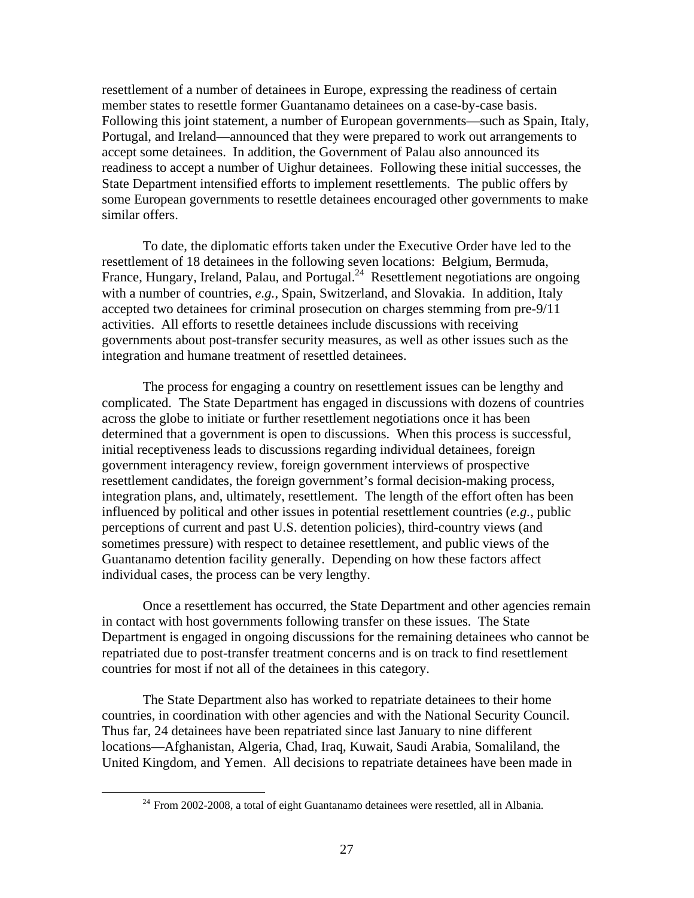resettlement of a number of detainees in Europe, expressing the readiness of certain member states to resettle former Guantanamo detainees on a case-by-case basis. Following this joint statement, a number of European governments—such as Spain, Italy, Portugal, and Ireland—announced that they were prepared to work out arrangements to accept some detainees. In addition, the Government of Palau also announced its readiness to accept a number of Uighur detainees. Following these initial successes, the State Department intensified efforts to implement resettlements. The public offers by some European governments to resettle detainees encouraged other governments to make similar offers.

To date, the diplomatic efforts taken under the Executive Order have led to the resettlement of 18 detainees in the following seven locations: Belgium, Bermuda, France, Hungary, Ireland, Palau, and Portugal.[24] Resettlement negotiations are ongoing with a number of countries, *e.g.*, Spain, Switzerland, and Slovakia. In addition, Italy accepted two detainees for criminal prosecution on charges stemming from pre-9/11 activities. All efforts to resettle detainees include discussions with receiving governments about post-transfer security measures, as well as other issues such as the integration and humane treatment of resettled detainees.

The process for engaging a country on resettlement issues can be lengthy and complicated. The State Department has engaged in discussions with dozens of countries across the globe to initiate or further resettlement negotiations once it has been determined that a government is open to discussions. When this process is successful, initial receptiveness leads to discussions regarding individual detainees, foreign government interagency review, foreign government interviews of prospective resettlement candidates, the foreign government's formal decision-making process, integration plans, and, ultimately, resettlement. The length of the effort often has been influenced by political and other issues in potential resettlement countries (*e.g.*, public perceptions of current and past U.S. detention policies), third-country views (and sometimes pressure) with respect to detainee resettlement, and public views of the Guantanamo detention facility generally. Depending on how these factors affect individual cases, the process can be very lengthy.

Once a resettlement has occurred, the State Department and other agencies remain in contact with host governments following transfer on these issues. The State Department is engaged in ongoing discussions for the remaining detainees who cannot be repatriated due to post-transfer treatment concerns and is on track to find resettlement countries for most if not all of the detainees in this category.

The State Department also has worked to repatriate detainees to their home countries, in coordination with other agencies and with the National Security Council. Thus far, 24 detainees have been repatriated since last January to nine different locations—Afghanistan, Algeria, Chad, Iraq, Kuwait, Saudi Arabia, Somaliland, the United Kingdom, and Yemen. All decisions to repatriate detainees have been made in

[24] From 2002-2008, a total of eight Guantanamo detainees were resettled, all in Albania.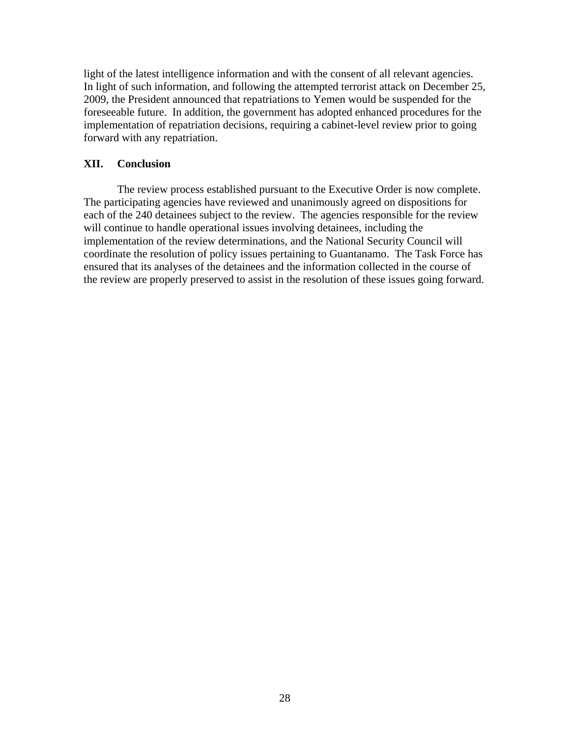light of the latest intelligence information and with the consent of all relevant agencies. In light of such information, and following the attempted terrorist attack on December 25, 2009, the President announced that repatriations to Yemen would be suspended for the foreseeable future. In addition, the government has adopted enhanced procedures for the implementation of repatriation decisions, requiring a cabinet-level review prior to going forward with any repatriation.

## XII. Conclusion

The review process established pursuant to the Executive Order is now complete. The participating agencies have reviewed and unanimously agreed on dispositions for each of the 240 detainees subject to the review. The agencies responsible for the review will continue to handle operational issues involving detainees, including the implementation of the review determinations, and the National Security Council will coordinate the resolution of policy issues pertaining to Guantanamo. The Task Force has ensured that its analyses of the detainees and the information collected in the course of the review are properly preserved to assist in the resolution of these issues going forward.